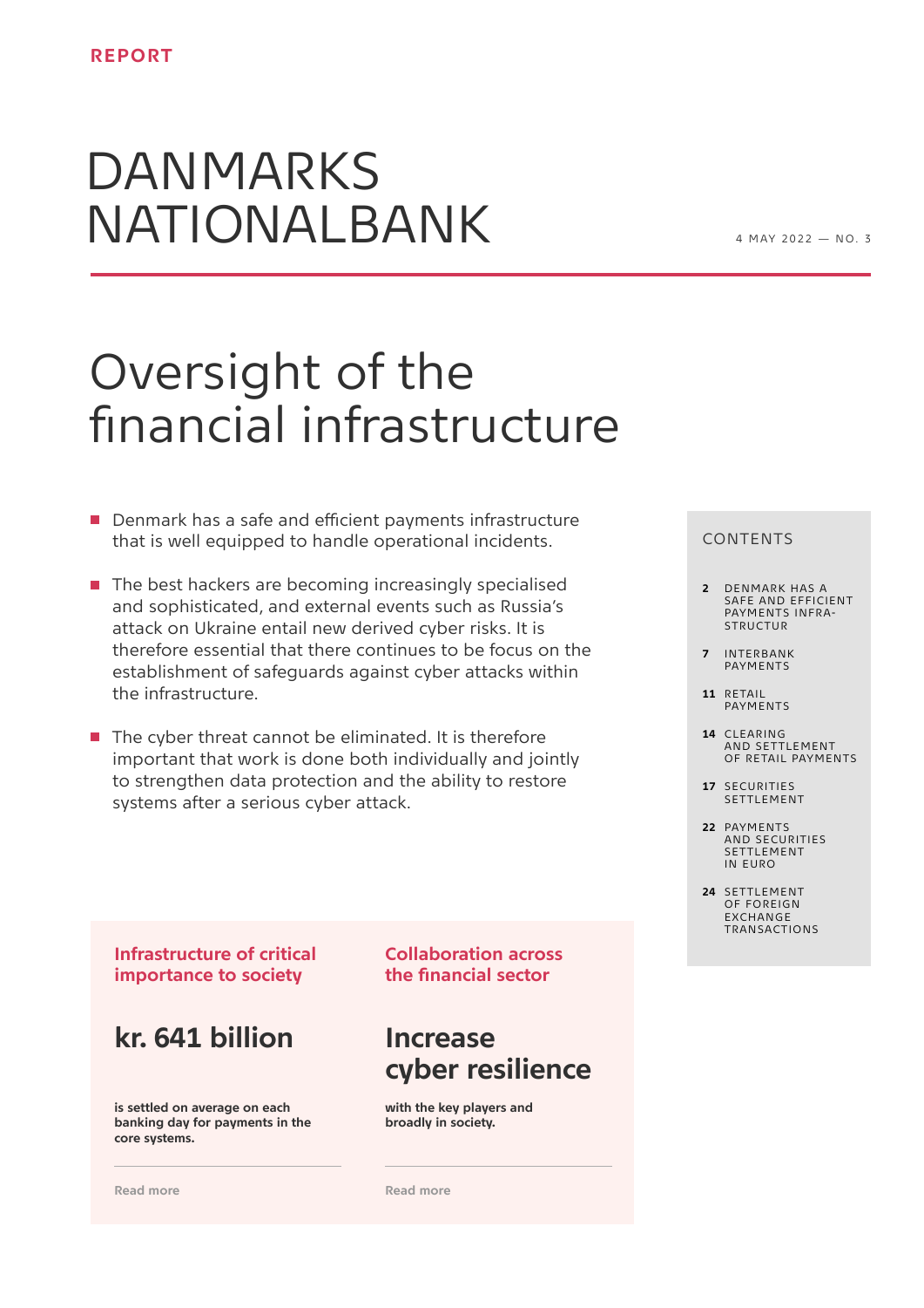REPORT

# DANMARKS NATIONALBANK

4 MAY 2022 — NO. 3

# Oversight of the financial infrastructure

- Denmark has a safe and efficient payments infrastructure that is well equipped to handle operational incidents.
- The best hackers are becoming increasingly specialised and sophisticated, and external events such as Russia's attack on Ukraine entail new derived cyber risks. It is therefore essential that there continues to be focus on the establishment of safeguards against cyber attacks within the infrastructure.
- The cyber threat cannot be eliminated. It is therefore important that work is done both individually and jointly to strengthen data protection and the ability to restore systems after a serious cyber attack.

## CONTENTS

- **2** DENMARK HAS A SAFE AND EFFICIENT PAYMENTS INFRASTRUCTUR
- **7** INTERBANK PAYMENTS
- **11** RETAIL PAYMENTS
- **14** CLEARING AND SETTLEMENT OF RETAIL PAYMENTS
- **17** SECURITIES SETTLEMENT
- **22** PAYMENTS AND SECURITIES SETTLEMENT IN EURO
- **24** SETTLEMENT OF FOREIGN EXCHANGE TRANSACTIONS

### Infrastructure of critical importance to society

## kr. 641 billion

**is settled on average on each banking day for payments in the core systems.**

Read more

### Collaboration across the financial sector

## Increase cyber resilience

**with the key players and broadly in society.**

Read more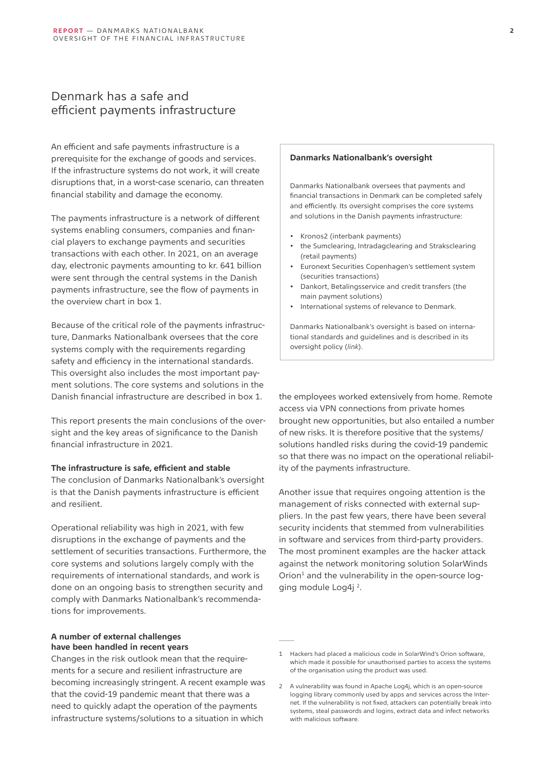# Denmark has a safe and efficient payments infrastructure

An efficient and safe payments infrastructure is a prerequisite for the exchange of goods and services. If the infrastructure systems do not work, it will create disruptions that, in a worst-case scenario, can threaten financial stability and damage the economy.

The payments infrastructure is a network of different systems enabling consumers, companies and financial players to exchange payments and securities transactions with each other. In 2021, on an average day, electronic payments amounting to kr. 641 billion were sent through the central systems in the Danish payments infrastructure, see the flow of payments in the overview chart in box 1.

Because of the critical role of the payments infrastructure, Danmarks Nationalbank oversees that the core systems comply with the requirements regarding safety and efficiency in the international standards. This oversight also includes the most important payment solutions. The core systems and solutions in the Danish financial infrastructure are described in box 1.

This report presents the main conclusions of the oversight and the key areas of significance to the Danish financial infrastructure in 2021.

**Danmarks Nationalbank's oversight**

Danmarks Nationalbank oversees that payments and financial transactions in Denmark can be completed safely and efficiently. Its oversight comprises the core systems and solutions in the Danish payments infrastructure:

- Kronos2 (interbank payments)
- the Sumclearing, Intradagclearing and Straksclearing (retail payments)
- Euronext Securities Copenhagen's settlement system (securities transactions)
- Dankort, Betalingsservice and credit transfers (the main payment solutions)
- International systems of relevance to Denmark.

Danmarks Nationalbank's oversight is based on international standards and guidelines and is described in its oversight policy (*link*).

### The infrastructure is safe, efficient and stable

The conclusion of Danmarks Nationalbank's oversight is that the Danish payments infrastructure is efficient and resilient.

Operational reliability was high in 2021, with few disruptions in the exchange of payments and the settlement of securities transactions. Furthermore, the core systems and solutions largely comply with the requirements of international standards, and work is done on an ongoing basis to strengthen security and comply with Danmarks Nationalbank's recommendations for improvements.

### A number of external challenges have been handled in recent years

Changes in the risk outlook mean that the requirements for a secure and resilient infrastructure are becoming increasingly stringent. A recent example was that the covid-19 pandemic meant that there was a need to quickly adapt the operation of the payments infrastructure systems/solutions to a situation in which the employees worked extensively from home. Remote access via VPN connections from private homes brought new opportunities, but also entailed a number of new risks. It is therefore positive that the systems/solutions handled risks during the covid-19 pandemic so that there was no impact on the operational reliability of the payments infrastructure.

Another issue that requires ongoing attention is the management of risks connected with external suppliers. In the past few years, there have been several security incidents that stemmed from vulnerabilities in software and services from third-party providers. The most prominent examples are the hacker attack against the network monitoring solution SolarWinds Orion[1] and the vulnerability in the open-source logging module Log4j [2].

1 Hackers had placed a malicious code in SolarWind's Orion software, which made it possible for unauthorised parties to access the systems of the organisation using the product was used.

2 A vulnerability was found in Apache Log4j, which is an open-source logging library commonly used by apps and services across the Internet. If the vulnerability is not fixed, attackers can potentially break into systems, steal passwords and logins, extract data and infect networks with malicious software.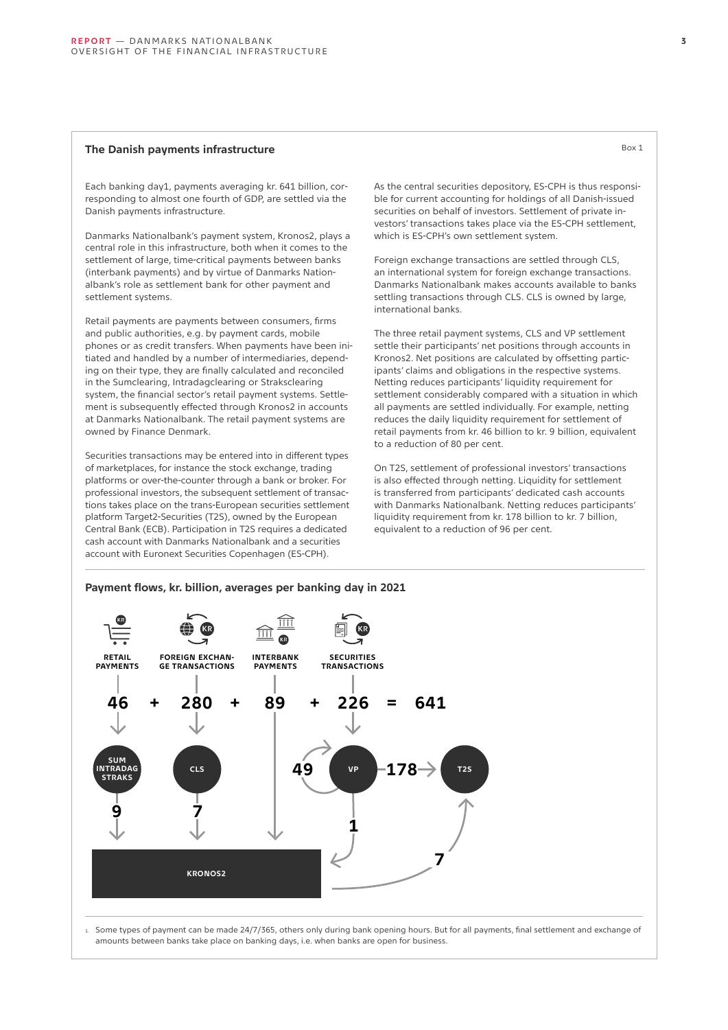## The Danish payments infrastructure

Box 1

Each banking day[1], payments averaging kr. 641 billion, corresponding to almost one fourth of GDP, are settled via the Danish payments infrastructure.

Danmarks Nationalbank's payment system, Kronos2, plays a central role in this infrastructure, both when it comes to the settlement of large, time-critical payments between banks (interbank payments) and by virtue of Danmarks Nationalbank's role as settlement bank for other payment and settlement systems.

Retail payments are payments between consumers, firms and public authorities, e.g. by payment cards, mobile phones or as credit transfers. When payments have been initiated and handled by a number of intermediaries, depending on their type, they are finally calculated and reconciled in the Sumclearing, Intradagclearing or Straksclearing system, the financial sector's retail payment systems. Settlement is subsequently effected through Kronos2 in accounts at Danmarks Nationalbank. The retail payment systems are owned by Finance Denmark.

Securities transactions may be entered into in different types of marketplaces, for instance the stock exchange, trading platforms or over-the-counter through a bank or broker. For professional investors, the subsequent settlement of transactions takes place on the trans-European securities settlement platform Target2-Securities (T2S), owned by the European Central Bank (ECB). Participation in T2S requires a dedicated cash account with Danmarks Nationalbank and a securities account with Euronext Securities Copenhagen (ES-CPH).

As the central securities depository, ES-CPH is thus responsible for current accounting for holdings of all Danish-issued securities on behalf of investors. Settlement of private investors' transactions takes place via the ES-CPH settlement, which is ES-CPH's own settlement system.

Foreign exchange transactions are settled through CLS, an international system for foreign exchange transactions. Danmarks Nationalbank makes accounts available to banks settling transactions through CLS. CLS is owned by large, international banks.

The three retail payment systems, CLS and VP settlement settle their participants' net positions through accounts in Kronos2. Net positions are calculated by offsetting participants' claims and obligations in the respective systems. Netting reduces participants' liquidity requirement for settlement considerably compared with a situation in which all payments are settled individually. For example, netting reduces the daily liquidity requirement for settlement of retail payments from kr. 46 billion to kr. 9 billion, equivalent to a reduction of 80 per cent.

On T2S, settlement of professional investors' transactions is also effected through netting. Liquidity for settlement is transferred from participants' dedicated cash accounts with Danmarks Nationalbank. Netting reduces participants' liquidity requirement from kr. 178 billion to kr. 7 billion, equivalent to a reduction of 96 per cent.

**Payment flows, kr. billion, averages per banking day in 2021**

RETAIL PAYMENTS **46** + FOREIGN EXCHANGE TRANSACTIONS **280** + INTERBANK PAYMENTS **89** + SECURITIES TRANSACTIONS **226** = **641**

- Retail payments (46) → SUM INTRADAG STRAKS → **9** → KRONOS2
- Foreign exchange transactions (280) → CLS → **7** → KRONOS2
- Interbank payments (89) → KRONOS2
- Securities transactions (226) → VP (**49** settled internally) → **178** → T2S; VP → **1** → KRONOS2; KRONOS2 → **7** → T2S

1. Some types of payment can be made 24/7/365, others only during bank opening hours. But for all payments, final settlement and exchange of amounts between banks take place on banking days, i.e. when banks are open for business.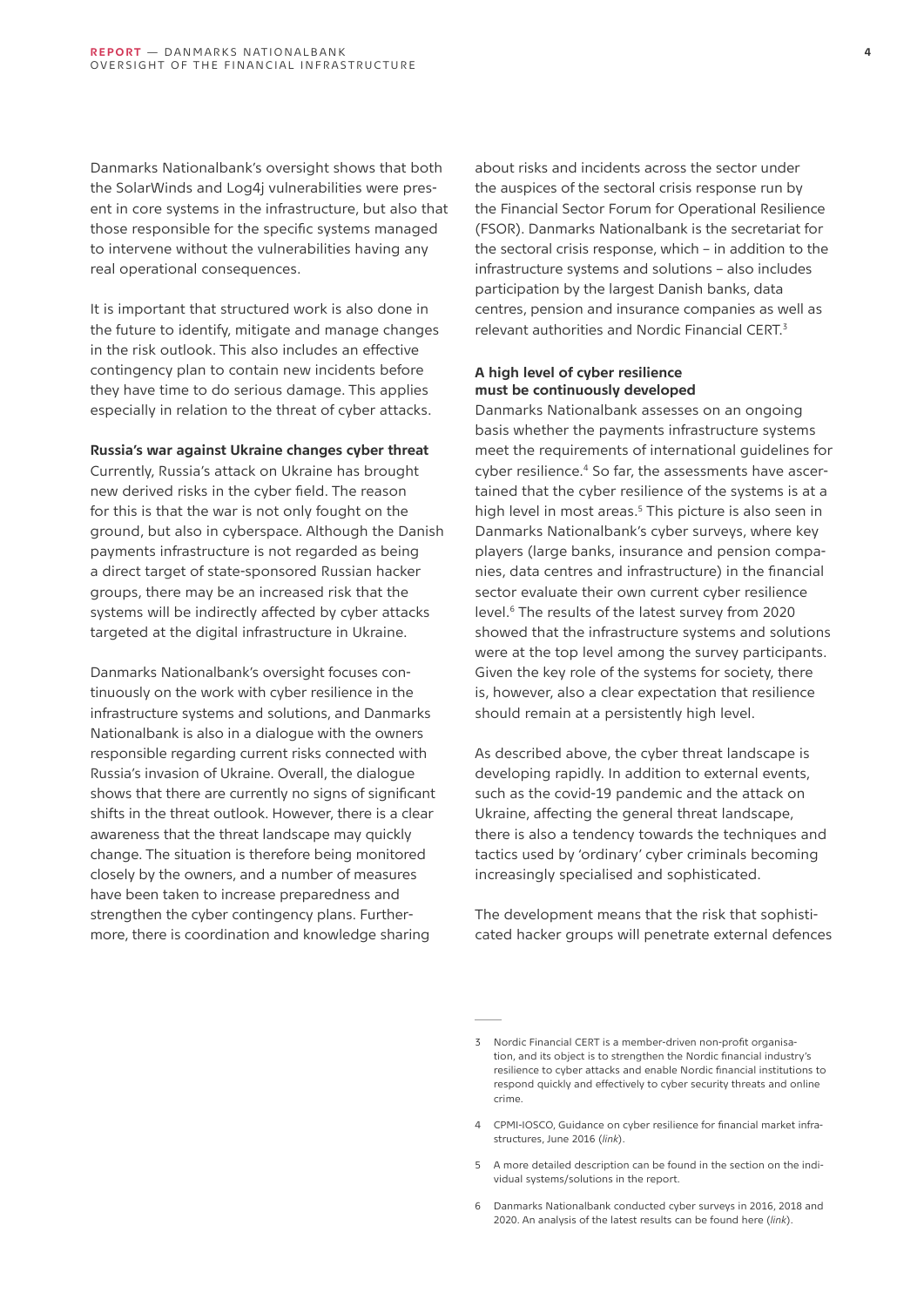Danmarks Nationalbank's oversight shows that both the SolarWinds and Log4j vulnerabilities were present in core systems in the infrastructure, but also that those responsible for the specific systems managed to intervene without the vulnerabilities having any real operational consequences.

It is important that structured work is also done in the future to identify, mitigate and manage changes in the risk outlook. This also includes an effective contingency plan to contain new incidents before they have time to do serious damage. This applies especially in relation to the threat of cyber attacks.

**Russia's war against Ukraine changes cyber threat**

Currently, Russia's attack on Ukraine has brought new derived risks in the cyber field. The reason for this is that the war is not only fought on the ground, but also in cyberspace. Although the Danish payments infrastructure is not regarded as being a direct target of state-sponsored Russian hacker groups, there may be an increased risk that the systems will be indirectly affected by cyber attacks targeted at the digital infrastructure in Ukraine.

Danmarks Nationalbank's oversight focuses continuously on the work with cyber resilience in the infrastructure systems and solutions, and Danmarks Nationalbank is also in a dialogue with the owners responsible regarding current risks connected with Russia's invasion of Ukraine. Overall, the dialogue shows that there are currently no signs of significant shifts in the threat outlook. However, there is a clear awareness that the threat landscape may quickly change. The situation is therefore being monitored closely by the owners, and a number of measures have been taken to increase preparedness and strengthen the cyber contingency plans. Furthermore, there is coordination and knowledge sharing about risks and incidents across the sector under the auspices of the sectoral crisis response run by the Financial Sector Forum for Operational Resilience (FSOR). Danmarks Nationalbank is the secretariat for the sectoral crisis response, which – in addition to the infrastructure systems and solutions – also includes participation by the largest Danish banks, data centres, pension and insurance companies as well as relevant authorities and Nordic Financial CERT.[3]

**A high level of cyber resilience must be continuously developed**

Danmarks Nationalbank assesses on an ongoing basis whether the payments infrastructure systems meet the requirements of international guidelines for cyber resilience.[4] So far, the assessments have ascertained that the cyber resilience of the systems is at a high level in most areas.[5] This picture is also seen in Danmarks Nationalbank's cyber surveys, where key players (large banks, insurance and pension companies, data centres and infrastructure) in the financial sector evaluate their own current cyber resilience level.[6] The results of the latest survey from 2020 showed that the infrastructure systems and solutions were at the top level among the survey participants. Given the key role of the systems for society, there is, however, also a clear expectation that resilience should remain at a persistently high level.

As described above, the cyber threat landscape is developing rapidly. In addition to external events, such as the covid-19 pandemic and the attack on Ukraine, affecting the general threat landscape, there is also a tendency towards the techniques and tactics used by 'ordinary' cyber criminals becoming increasingly specialised and sophisticated.

The development means that the risk that sophisticated hacker groups will penetrate external defences

---

3 Nordic Financial CERT is a member-driven non-profit organisation, and its object is to strengthen the Nordic financial industry's resilience to cyber attacks and enable Nordic financial institutions to respond quickly and effectively to cyber security threats and online crime.

4 CPMI-IOSCO, Guidance on cyber resilience for financial market infrastructures, June 2016 (*link*).

5 A more detailed description can be found in the section on the individual systems/solutions in the report.

6 Danmarks Nationalbank conducted cyber surveys in 2016, 2018 and 2020. An analysis of the latest results can be found here (*link*).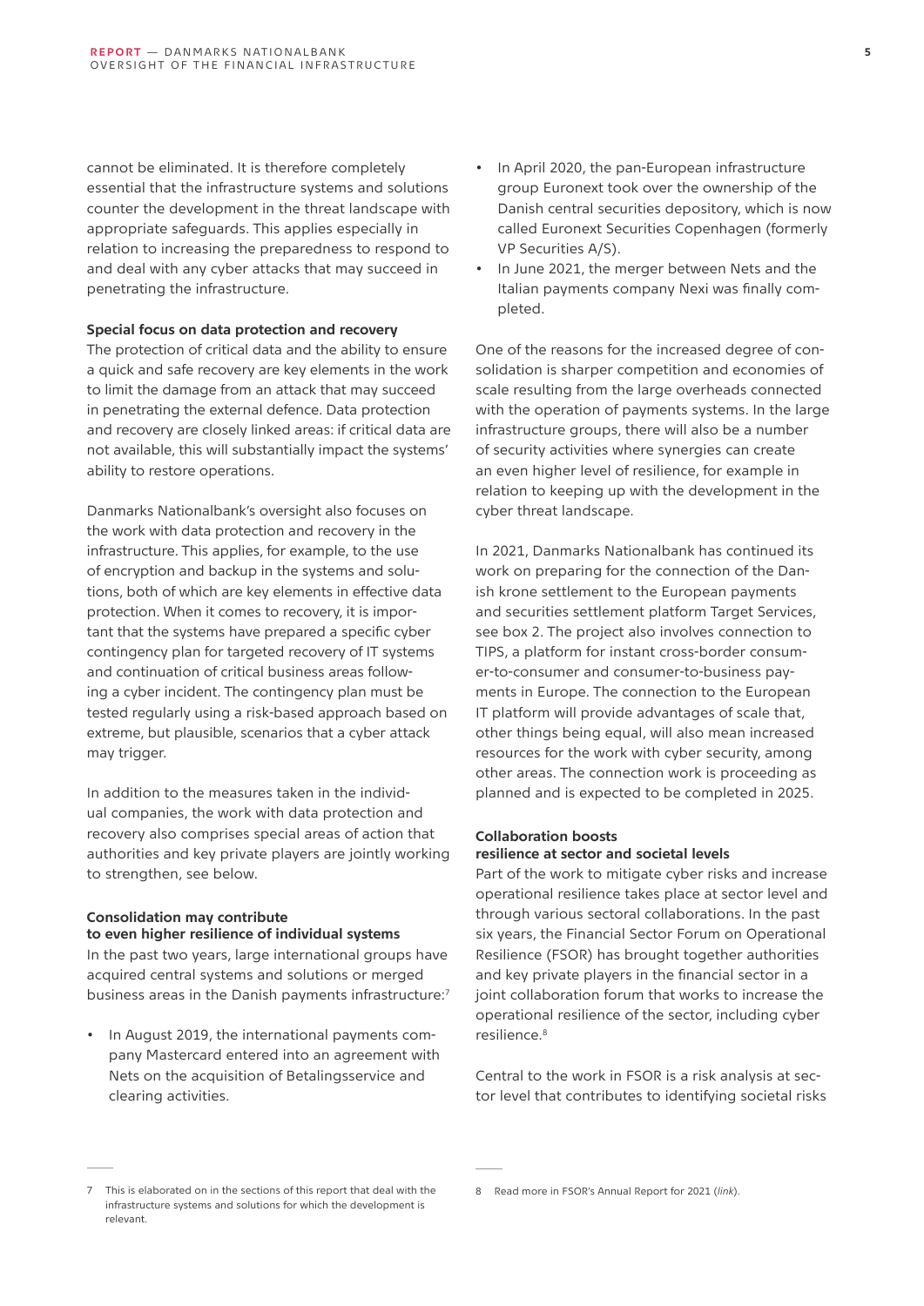cannot be eliminated. It is therefore completely essential that the infrastructure systems and solutions counter the development in the threat landscape with appropriate safeguards. This applies especially in relation to increasing the preparedness to respond to and deal with any cyber attacks that may succeed in penetrating the infrastructure.

### Special focus on data protection and recovery

The protection of critical data and the ability to ensure a quick and safe recovery are key elements in the work to limit the damage from an attack that may succeed in penetrating the external defence. Data protection and recovery are closely linked areas: if critical data are not available, this will substantially impact the systems' ability to restore operations.

Danmarks Nationalbank's oversight also focuses on the work with data protection and recovery in the infrastructure. This applies, for example, to the use of encryption and backup in the systems and solutions, both of which are key elements in effective data protection. When it comes to recovery, it is important that the systems have prepared a specific cyber contingency plan for targeted recovery of IT systems and continuation of critical business areas following a cyber incident. The contingency plan must be tested regularly using a risk-based approach based on extreme, but plausible, scenarios that a cyber attack may trigger.

In addition to the measures taken in the individual companies, the work with data protection and recovery also comprises special areas of action that authorities and key private players are jointly working to strengthen, see below.

### Consolidation may contribute to even higher resilience of individual systems

In the past two years, large international groups have acquired central systems and solutions or merged business areas in the Danish payments infrastructure:[7]

- In August 2019, the international payments company Mastercard entered into an agreement with Nets on the acquisition of Betalingsservice and clearing activities.
- In April 2020, the pan-European infrastructure group Euronext took over the ownership of the Danish central securities depository, which is now called Euronext Securities Copenhagen (formerly VP Securities A/S).
- In June 2021, the merger between Nets and the Italian payments company Nexi was finally completed.

One of the reasons for the increased degree of consolidation is sharper competition and economies of scale resulting from the large overheads connected with the operation of payments systems. In the large infrastructure groups, there will also be a number of security activities where synergies can create an even higher level of resilience, for example in relation to keeping up with the development in the cyber threat landscape.

In 2021, Danmarks Nationalbank has continued its work on preparing for the connection of the Danish krone settlement to the European payments and securities settlement platform Target Services, see box 2. The project also involves connection to TIPS, a platform for instant cross-border consumer-to-consumer and consumer-to-business payments in Europe. The connection to the European IT platform will provide advantages of scale that, other things being equal, will also mean increased resources for the work with cyber security, among other areas. The connection work is proceeding as planned and is expected to be completed in 2025.

### Collaboration boosts resilience at sector and societal levels

Part of the work to mitigate cyber risks and increase operational resilience takes place at sector level and through various sectoral collaborations. In the past six years, the Financial Sector Forum on Operational Resilience (FSOR) has brought together authorities and key private players in the financial sector in a joint collaboration forum that works to increase the operational resilience of the sector, including cyber resilience.[8]

Central to the work in FSOR is a risk analysis at sector level that contributes to identifying societal risks

---

7 This is elaborated on in the sections of this report that deal with the infrastructure systems and solutions for which the development is relevant.

8 Read more in FSOR's Annual Report for 2021 (*link*).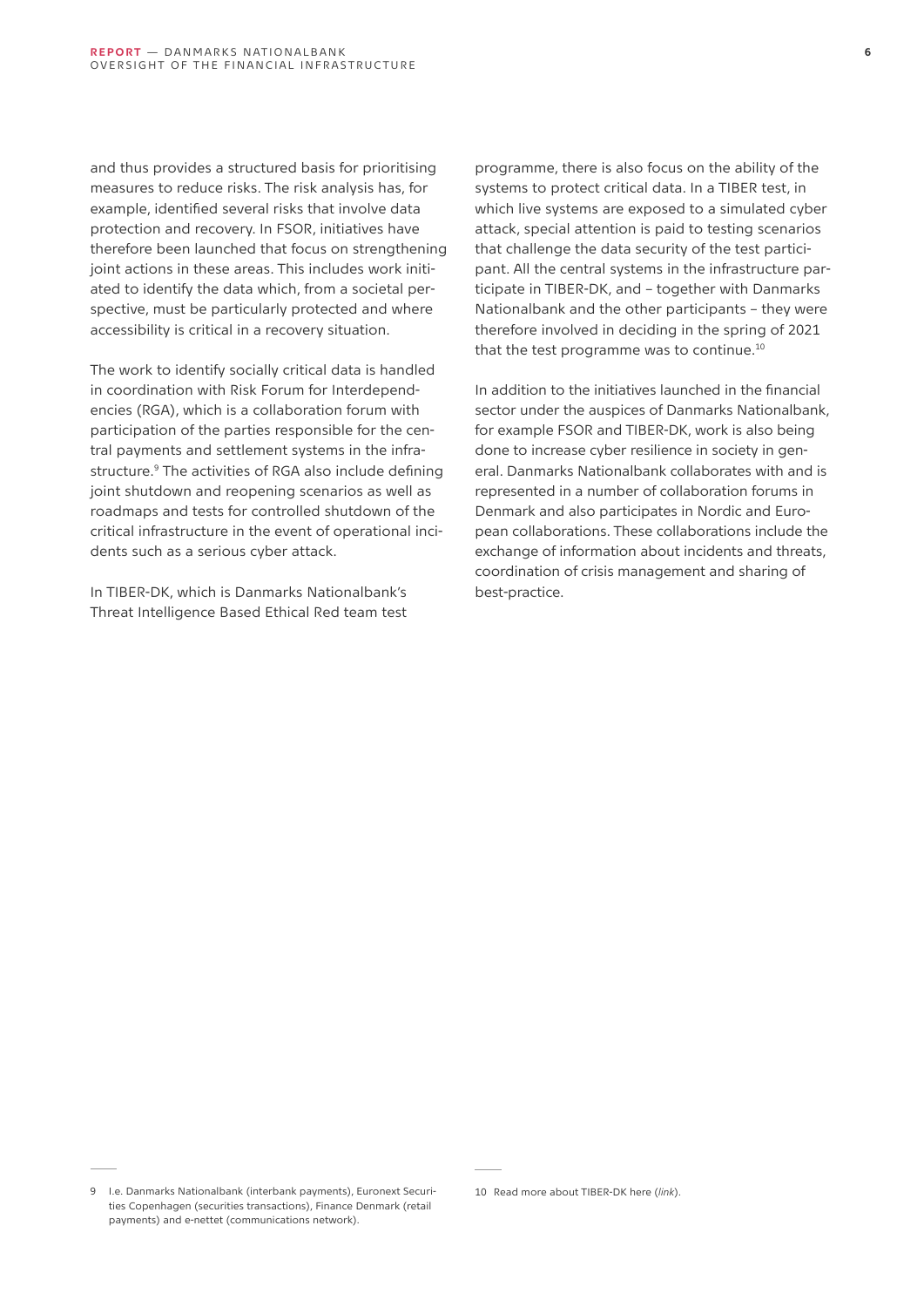and thus provides a structured basis for prioritising measures to reduce risks. The risk analysis has, for example, identified several risks that involve data protection and recovery. In FSOR, initiatives have therefore been launched that focus on strengthening joint actions in these areas. This includes work initiated to identify the data which, from a societal perspective, must be particularly protected and where accessibility is critical in a recovery situation.

The work to identify socially critical data is handled in coordination with Risk Forum for Interdependencies (RGA), which is a collaboration forum with participation of the parties responsible for the central payments and settlement systems in the infrastructure.[9] The activities of RGA also include defining joint shutdown and reopening scenarios as well as roadmaps and tests for controlled shutdown of the critical infrastructure in the event of operational incidents such as a serious cyber attack.

In TIBER-DK, which is Danmarks Nationalbank's Threat Intelligence Based Ethical Red team test programme, there is also focus on the ability of the systems to protect critical data. In a TIBER test, in which live systems are exposed to a simulated cyber attack, special attention is paid to testing scenarios that challenge the data security of the test participant. All the central systems in the infrastructure participate in TIBER-DK, and – together with Danmarks Nationalbank and the other participants – they were therefore involved in deciding in the spring of 2021 that the test programme was to continue.[10]

In addition to the initiatives launched in the financial sector under the auspices of Danmarks Nationalbank, for example FSOR and TIBER-DK, work is also being done to increase cyber resilience in society in general. Danmarks Nationalbank collaborates with and is represented in a number of collaboration forums in Denmark and also participates in Nordic and European collaborations. These collaborations include the exchange of information about incidents and threats, coordination of crisis management and sharing of best-practice.

---

9 I.e. Danmarks Nationalbank (interbank payments), Euronext Securities Copenhagen (securities transactions), Finance Denmark (retail payments) and e-nettet (communications network).

10 Read more about TIBER-DK here (*link*).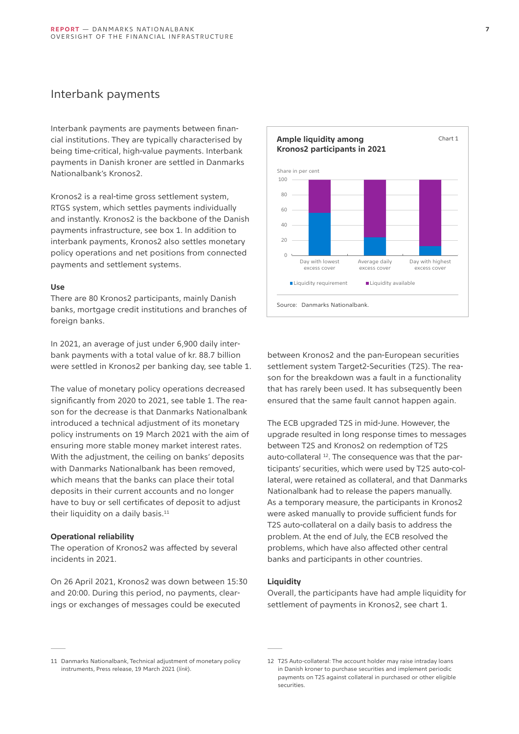## Interbank payments

Interbank payments are payments between financial institutions. They are typically characterised by being time-critical, high-value payments. Interbank payments in Danish kroner are settled in Danmarks Nationalbank's Kronos2.

Kronos2 is a real-time gross settlement system, RTGS system, which settles payments individually and instantly. Kronos2 is the backbone of the Danish payments infrastructure, see box 1. In addition to interbank payments, Kronos2 also settles monetary policy operations and net positions from connected payments and settlement systems.

**Use**

There are 80 Kronos2 participants, mainly Danish banks, mortgage credit institutions and branches of foreign banks.

In 2021, an average of just under 6,900 daily interbank payments with a total value of kr. 88.7 billion were settled in Kronos2 per banking day, see table 1.

The value of monetary policy operations decreased significantly from 2020 to 2021, see table 1. The reason for the decrease is that Danmarks Nationalbank introduced a technical adjustment of its monetary policy instruments on 19 March 2021 with the aim of ensuring more stable money market interest rates. With the adjustment, the ceiling on banks' deposits with Danmarks Nationalbank has been removed, which means that the banks can place their total deposits in their current accounts and no longer have to buy or sell certificates of deposit to adjust their liquidity on a daily basis.[11]

**Operational reliability**

The operation of Kronos2 was affected by several incidents in 2021.

On 26 April 2021, Kronos2 was down between 15:30 and 20:00. During this period, no payments, clearings or exchanges of messages could be executed between Kronos2 and the pan-European securities settlement system Target2-Securities (T2S). The reason for the breakdown was a fault in a functionality that has rarely been used. It has subsequently been ensured that the same fault cannot happen again.

The ECB upgraded T2S in mid-June. However, the upgrade resulted in long response times to messages between T2S and Kronos2 on redemption of T2S auto-collateral [12]. The consequence was that the participants' securities, which were used by T2S auto-collateral, were retained as collateral, and that Danmarks Nationalbank had to release the papers manually. As a temporary measure, the participants in Kronos2 were asked manually to provide sufficient funds for T2S auto-collateral on a daily basis to address the problem. At the end of July, the ECB resolved the problems, which have also affected other central banks and participants in other countries.

**Liquidity**

Overall, the participants have had ample liquidity for settlement of payments in Kronos2, see chart 1.

**Ample liquidity among Kronos2 participants in 2021** — Chart 1

Share in per cent

| | Liquidity requirement | Liquidity available |
|---|---|---|
| Day with lowest excess cover | ~56 | ~44 |
| Average daily excess cover | ~24 | ~76 |
| Day with highest excess cover | ~12 | ~88 |

Source: Danmarks Nationalbank.

---

11 Danmarks Nationalbank, Technical adjustment of monetary policy instruments, Press release, 19 March 2021 (*link*).

12 T2S Auto-collateral: The account holder may raise intraday loans in Danish kroner to purchase securities and implement periodic payments on T2S against collateral in purchased or other eligible securities.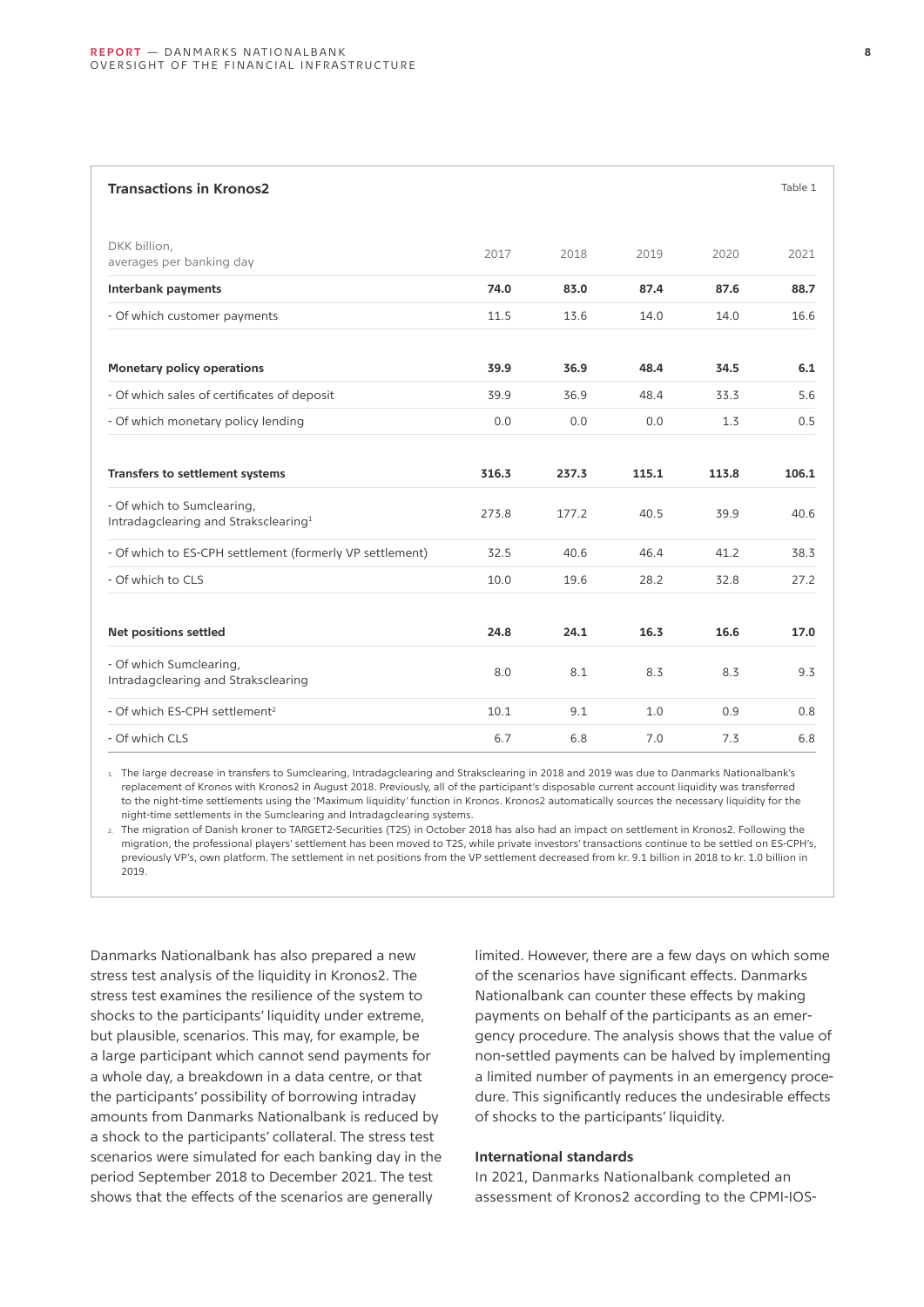**Transactions in Kronos2** Table 1

| DKK billion, averages per banking day | 2017 | 2018 | 2019 | 2020 | 2021 |
|---|---|---|---|---|---|
| **Interbank payments** | **74.0** | **83.0** | **87.4** | **87.6** | **88.7** |
| - Of which customer payments | 11.5 | 13.6 | 14.0 | 14.0 | 16.6 |
| **Monetary policy operations** | **39.9** | **36.9** | **48.4** | **34.5** | **6.1** |
| - Of which sales of certificates of deposit | 39.9 | 36.9 | 48.4 | 33.3 | 5.6 |
| - Of which monetary policy lending | 0.0 | 0.0 | 0.0 | 1.3 | 0.5 |
| **Transfers to settlement systems** | **316.3** | **237.3** | **115.1** | **113.8** | **106.1** |
| - Of which to Sumclearing, Intradagclearing and Straksclearing[1] | 273.8 | 177.2 | 40.5 | 39.9 | 40.6 |
| - Of which to ES-CPH settlement (formerly VP settlement) | 32.5 | 40.6 | 46.4 | 41.2 | 38.3 |
| - Of which to CLS | 10.0 | 19.6 | 28.2 | 32.8 | 27.2 |
| **Net positions settled** | **24.8** | **24.1** | **16.3** | **16.6** | **17.0** |
| - Of which Sumclearing, Intradagclearing and Straksclearing | 8.0 | 8.1 | 8.3 | 8.3 | 9.3 |
| - Of which ES-CPH settlement[2] | 10.1 | 9.1 | 1.0 | 0.9 | 0.8 |
| - Of which CLS | 6.7 | 6.8 | 7.0 | 7.3 | 6.8 |

1. The large decrease in transfers to Sumclearing, Intradagclearing and Straksclearing in 2018 and 2019 was due to Danmarks Nationalbank's replacement of Kronos with Kronos2 in August 2018. Previously, all of the participant's disposable current account liquidity was transferred to the night-time settlements using the 'Maximum liquidity' function in Kronos. Kronos2 automatically sources the necessary liquidity for the night-time settlements in the Sumclearing and Intradagclearing systems.
2. The migration of Danish kroner to TARGET2-Securities (T2S) in October 2018 has also had an impact on settlement in Kronos2. Following the migration, the professional players' settlement has been moved to T2S, while private investors' transactions continue to be settled on ES-CPH's, previously VP's, own platform. The settlement in net positions from the VP settlement decreased from kr. 9.1 billion in 2018 to kr. 1.0 billion in 2019.

Danmarks Nationalbank has also prepared a new stress test analysis of the liquidity in Kronos2. The stress test examines the resilience of the system to shocks to the participants' liquidity under extreme, but plausible, scenarios. This may, for example, be a large participant which cannot send payments for a whole day, a breakdown in a data centre, or that the participants' possibility of borrowing intraday amounts from Danmarks Nationalbank is reduced by a shock to the participants' collateral. The stress test scenarios were simulated for each banking day in the period September 2018 to December 2021. The test shows that the effects of the scenarios are generally limited. However, there are a few days on which some of the scenarios have significant effects. Danmarks Nationalbank can counter these effects by making payments on behalf of the participants as an emergency procedure. The analysis shows that the value of non-settled payments can be halved by implementing a limited number of payments in an emergency procedure. This significantly reduces the undesirable effects of shocks to the participants' liquidity.

### International standards

In 2021, Danmarks Nationalbank completed an assessment of Kronos2 according to the CPMI-IOS-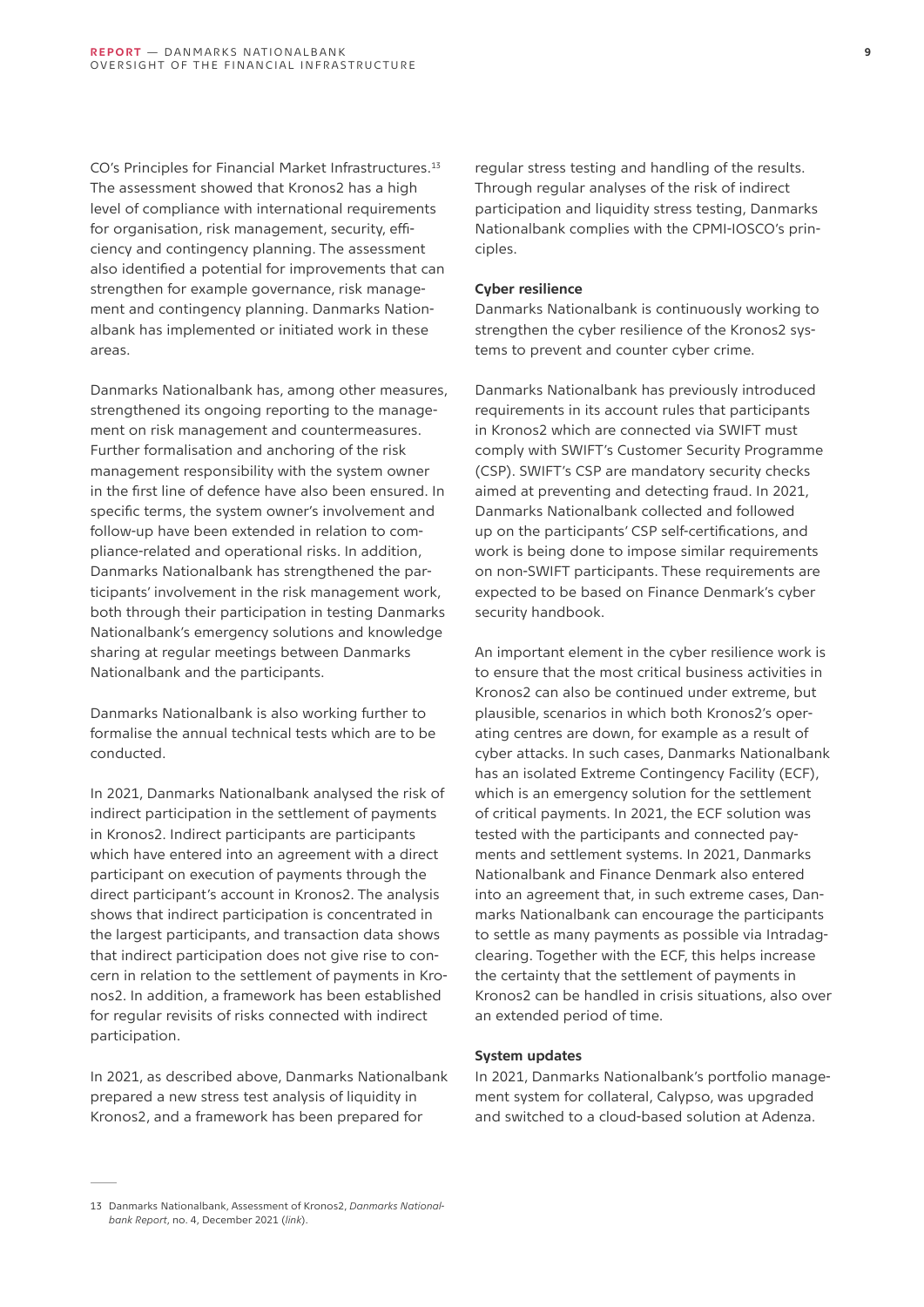CO's Principles for Financial Market Infrastructures.[13] The assessment showed that Kronos2 has a high level of compliance with international requirements for organisation, risk management, security, efficiency and contingency planning. The assessment also identified a potential for improvements that can strengthen for example governance, risk management and contingency planning. Danmarks Nationalbank has implemented or initiated work in these areas.

Danmarks Nationalbank has, among other measures, strengthened its ongoing reporting to the management on risk management and countermeasures. Further formalisation and anchoring of the risk management responsibility with the system owner in the first line of defence have also been ensured. In specific terms, the system owner's involvement and follow-up have been extended in relation to compliance-related and operational risks. In addition, Danmarks Nationalbank has strengthened the participants' involvement in the risk management work, both through their participation in testing Danmarks Nationalbank's emergency solutions and knowledge sharing at regular meetings between Danmarks Nationalbank and the participants.

Danmarks Nationalbank is also working further to formalise the annual technical tests which are to be conducted.

In 2021, Danmarks Nationalbank analysed the risk of indirect participation in the settlement of payments in Kronos2. Indirect participants are participants which have entered into an agreement with a direct participant on execution of payments through the direct participant's account in Kronos2. The analysis shows that indirect participation is concentrated in the largest participants, and transaction data shows that indirect participation does not give rise to concern in relation to the settlement of payments in Kronos2. In addition, a framework has been established for regular revisits of risks connected with indirect participation.

In 2021, as described above, Danmarks Nationalbank prepared a new stress test analysis of liquidity in Kronos2, and a framework has been prepared for regular stress testing and handling of the results. Through regular analyses of the risk of indirect participation and liquidity stress testing, Danmarks Nationalbank complies with the CPMI-IOSCO's principles.

**Cyber resilience**

Danmarks Nationalbank is continuously working to strengthen the cyber resilience of the Kronos2 systems to prevent and counter cyber crime.

Danmarks Nationalbank has previously introduced requirements in its account rules that participants in Kronos2 which are connected via SWIFT must comply with SWIFT's Customer Security Programme (CSP). SWIFT's CSP are mandatory security checks aimed at preventing and detecting fraud. In 2021, Danmarks Nationalbank collected and followed up on the participants' CSP self-certifications, and work is being done to impose similar requirements on non-SWIFT participants. These requirements are expected to be based on Finance Denmark's cyber security handbook.

An important element in the cyber resilience work is to ensure that the most critical business activities in Kronos2 can also be continued under extreme, but plausible, scenarios in which both Kronos2's operating centres are down, for example as a result of cyber attacks. In such cases, Danmarks Nationalbank has an isolated Extreme Contingency Facility (ECF), which is an emergency solution for the settlement of critical payments. In 2021, the ECF solution was tested with the participants and connected payments and settlement systems. In 2021, Danmarks Nationalbank and Finance Denmark also entered into an agreement that, in such extreme cases, Danmarks Nationalbank can encourage the participants to settle as many payments as possible via Intradagclearing. Together with the ECF, this helps increase the certainty that the settlement of payments in Kronos2 can be handled in crisis situations, also over an extended period of time.

**System updates**

In 2021, Danmarks Nationalbank's portfolio management system for collateral, Calypso, was upgraded and switched to a cloud-based solution at Adenza.

13 Danmarks Nationalbank, Assessment of Kronos2, *Danmarks Nationalbank Report*, no. 4, December 2021 (*link*).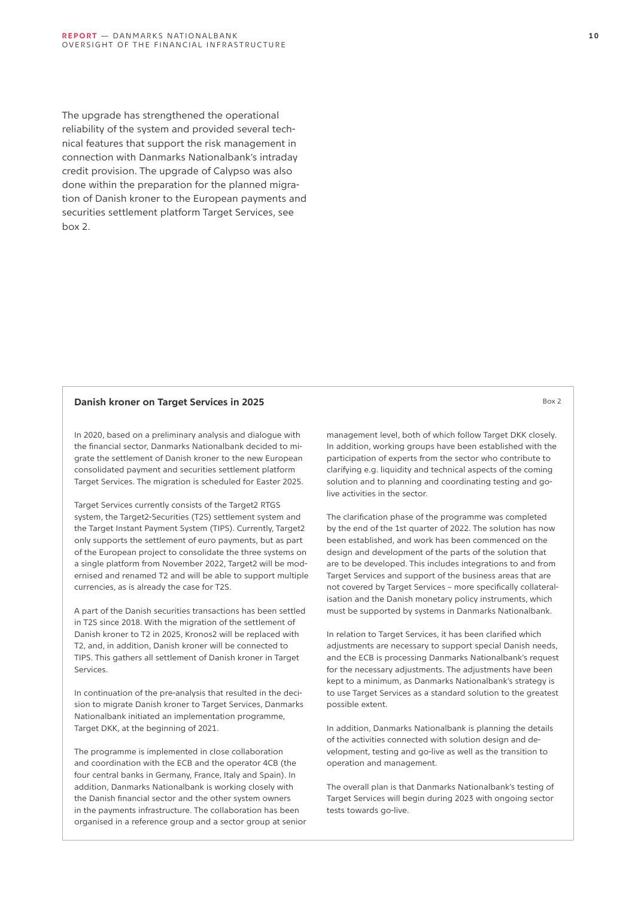The upgrade has strengthened the operational reliability of the system and provided several technical features that support the risk management in connection with Danmarks Nationalbank's intraday credit provision. The upgrade of Calypso was also done within the preparation for the planned migration of Danish kroner to the European payments and securities settlement platform Target Services, see box 2.

### Danish kroner on Target Services in 2025

Box 2

In 2020, based on a preliminary analysis and dialogue with the financial sector, Danmarks Nationalbank decided to migrate the settlement of Danish kroner to the new European consolidated payment and securities settlement platform Target Services. The migration is scheduled for Easter 2025.

Target Services currently consists of the Target2 RTGS system, the Target2-Securities (T2S) settlement system and the Target Instant Payment System (TIPS). Currently, Target2 only supports the settlement of euro payments, but as part of the European project to consolidate the three systems on a single platform from November 2022, Target2 will be modernised and renamed T2 and will be able to support multiple currencies, as is already the case for T2S.

A part of the Danish securities transactions has been settled in T2S since 2018. With the migration of the settlement of Danish kroner to T2 in 2025, Kronos2 will be replaced with T2, and, in addition, Danish kroner will be connected to TIPS. This gathers all settlement of Danish kroner in Target Services.

In continuation of the pre-analysis that resulted in the decision to migrate Danish kroner to Target Services, Danmarks Nationalbank initiated an implementation programme, Target DKK, at the beginning of 2021.

The programme is implemented in close collaboration and coordination with the ECB and the operator 4CB (the four central banks in Germany, France, Italy and Spain). In addition, Danmarks Nationalbank is working closely with the Danish financial sector and the other system owners in the payments infrastructure. The collaboration has been organised in a reference group and a sector group at senior management level, both of which follow Target DKK closely. In addition, working groups have been established with the participation of experts from the sector who contribute to clarifying e.g. liquidity and technical aspects of the coming solution and to planning and coordinating testing and go-live activities in the sector.

The clarification phase of the programme was completed by the end of the 1st quarter of 2022. The solution has now been established, and work has been commenced on the design and development of the parts of the solution that are to be developed. This includes integrations to and from Target Services and support of the business areas that are not covered by Target Services – more specifically collateralisation and the Danish monetary policy instruments, which must be supported by systems in Danmarks Nationalbank.

In relation to Target Services, it has been clarified which adjustments are necessary to support special Danish needs, and the ECB is processing Danmarks Nationalbank's request for the necessary adjustments. The adjustments have been kept to a minimum, as Danmarks Nationalbank's strategy is to use Target Services as a standard solution to the greatest possible extent.

In addition, Danmarks Nationalbank is planning the details of the activities connected with solution design and development, testing and go-live as well as the transition to operation and management.

The overall plan is that Danmarks Nationalbank's testing of Target Services will begin during 2023 with ongoing sector tests towards go-live.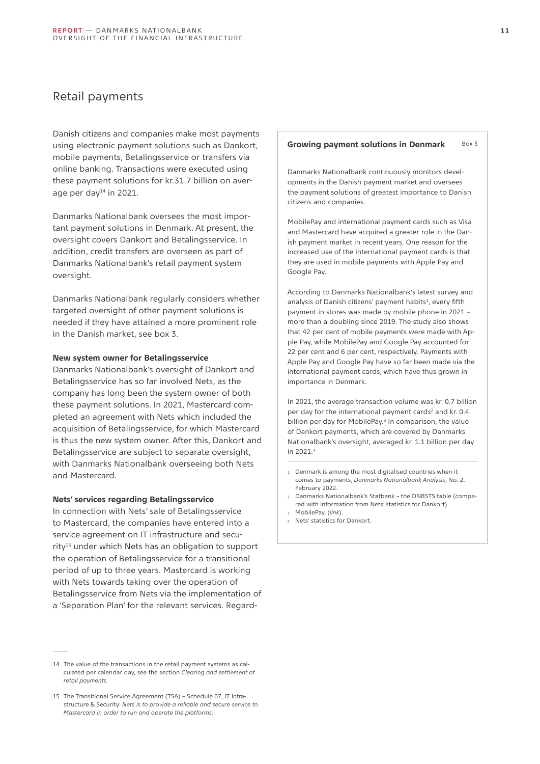## Retail payments

Danish citizens and companies make most payments using electronic payment solutions such as Dankort, mobile payments, Betalingsservice or transfers via online banking. Transactions were executed using these payment solutions for kr.31.7 billion on average per day[14] in 2021.

Danmarks Nationalbank oversees the most important payment solutions in Denmark. At present, the oversight covers Dankort and Betalingsservice. In addition, credit transfers are overseen as part of Danmarks Nationalbank's retail payment system oversight.

Danmarks Nationalbank regularly considers whether targeted oversight of other payment solutions is needed if they have attained a more prominent role in the Danish market, see box 3.

**New system owner for Betalingsservice**

Danmarks Nationalbank's oversight of Dankort and Betalingsservice has so far involved Nets, as the company has long been the system owner of both these payment solutions. In 2021, Mastercard completed an agreement with Nets which included the acquisition of Betalingsservice, for which Mastercard is thus the new system owner. After this, Dankort and Betalingsservice are subject to separate oversight, with Danmarks Nationalbank overseeing both Nets and Mastercard.

**Nets' services regarding Betalingsservice**

In connection with Nets' sale of Betalingsservice to Mastercard, the companies have entered into a service agreement on IT infrastructure and security[15] under which Nets has an obligation to support the operation of Betalingsservice for a transitional period of up to three years. Mastercard is working with Nets towards taking over the operation of Betalingsservice from Nets via the implementation of a 'Separation Plan' for the relevant services. Regard-

---

**Growing payment solutions in Denmark** — Box 3

Danmarks Nationalbank continuously monitors developments in the Danish payment market and oversees the payment solutions of greatest importance to Danish citizens and companies.

MobilePay and international payment cards such as Visa and Mastercard have acquired a greater role in the Danish payment market in recent years. One reason for the increased use of the international payment cards is that they are used in mobile payments with Apple Pay and Google Pay.

According to Danmarks Nationalbank's latest survey and analysis of Danish citizens' payment habits[1], every fifth payment in stores was made by mobile phone in 2021 – more than a doubling since 2019. The study also shows that 42 per cent of mobile payments were made with Apple Pay, while MobilePay and Google Pay accounted for 22 per cent and 6 per cent, respectively. Payments with Apple Pay and Google Pay have so far been made via the international payment cards, which have thus grown in importance in Denmark.

In 2021, the average transaction volume was kr. 0.7 billion per day for the international payment cards[2] and kr. 0.4 billion per day for MobilePay.[3] In comparison, the value of Dankort payments, which are covered by Danmarks Nationalbank's oversight, averaged kr. 1.1 billion per day in 2021.[4]

1. Denmark is among the most digitalised countries when it comes to payments, *Danmarks Nationalbank Analysis*, No. 2, February 2022.
2. Danmarks Nationalbank's Statbank – the DNBSTS table (compared with information from Nets' statistics for Dankort)
3. MobilePay, (*link*).
4. Nets' statistics for Dankort.

---

14 The value of the transactions in the retail payment systems as calculated per calendar day, see the section *Clearing and settlement of retail payments*.

15 The Transitional Service Agreement (TSA) – Schedule 07, IT Infrastructure & Security: *Nets is to provide a reliable and secure service to Mastercard in order to run and operate the platforms.*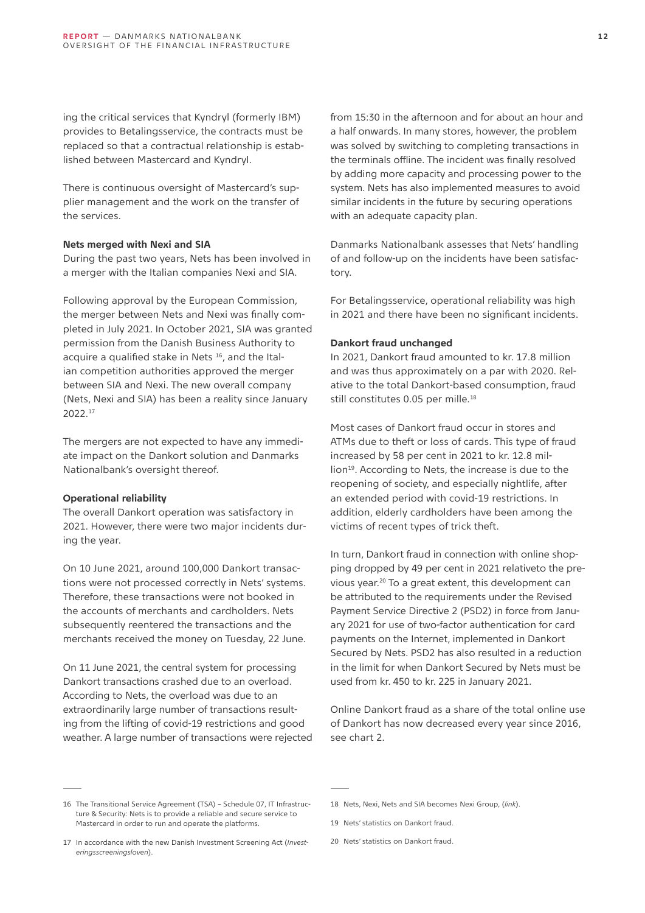ing the critical services that Kyndryl (formerly IBM) provides to Betalingsservice, the contracts must be replaced so that a contractual relationship is established between Mastercard and Kyndryl.

There is continuous oversight of Mastercard's supplier management and the work on the transfer of the services.

**Nets merged with Nexi and SIA**

During the past two years, Nets has been involved in a merger with the Italian companies Nexi and SIA.

Following approval by the European Commission, the merger between Nets and Nexi was finally completed in July 2021. In October 2021, SIA was granted permission from the Danish Business Authority to acquire a qualified stake in Nets [16], and the Italian competition authorities approved the merger between SIA and Nexi. The new overall company (Nets, Nexi and SIA) has been a reality since January 2022.[17]

The mergers are not expected to have any immediate impact on the Dankort solution and Danmarks Nationalbank's oversight thereof.

**Operational reliability**

The overall Dankort operation was satisfactory in 2021. However, there were two major incidents during the year.

On 10 June 2021, around 100,000 Dankort transactions were not processed correctly in Nets' systems. Therefore, these transactions were not booked in the accounts of merchants and cardholders. Nets subsequently reentered the transactions and the merchants received the money on Tuesday, 22 June.

On 11 June 2021, the central system for processing Dankort transactions crashed due to an overload. According to Nets, the overload was due to an extraordinarily large number of transactions resulting from the lifting of covid-19 restrictions and good weather. A large number of transactions were rejected from 15:30 in the afternoon and for about an hour and a half onwards. In many stores, however, the problem was solved by switching to completing transactions in the terminals offline. The incident was finally resolved by adding more capacity and processing power to the system. Nets has also implemented measures to avoid similar incidents in the future by securing operations with an adequate capacity plan.

Danmarks Nationalbank assesses that Nets' handling of and follow-up on the incidents have been satisfactory.

For Betalingsservice, operational reliability was high in 2021 and there have been no significant incidents.

**Dankort fraud unchanged**

In 2021, Dankort fraud amounted to kr. 17.8 million and was thus approximately on a par with 2020. Relative to the total Dankort-based consumption, fraud still constitutes 0.05 per mille.[18]

Most cases of Dankort fraud occur in stores and ATMs due to theft or loss of cards. This type of fraud increased by 58 per cent in 2021 to kr. 12.8 million[19]. According to Nets, the increase is due to the reopening of society, and especially nightlife, after an extended period with covid-19 restrictions. In addition, elderly cardholders have been among the victims of recent types of trick theft.

In turn, Dankort fraud in connection with online shopping dropped by 49 per cent in 2021 relativeto the previous year.[20] To a great extent, this development can be attributed to the requirements under the Revised Payment Service Directive 2 (PSD2) in force from January 2021 for use of two-factor authentication for card payments on the Internet, implemented in Dankort Secured by Nets. PSD2 has also resulted in a reduction in the limit for when Dankort Secured by Nets must be used from kr. 450 to kr. 225 in January 2021.

Online Dankort fraud as a share of the total online use of Dankort has now decreased every year since 2016, see chart 2.

---

16 The Transitional Service Agreement (TSA) – Schedule 07, IT Infrastructure & Security: Nets is to provide a reliable and secure service to Mastercard in order to run and operate the platforms.

17 In accordance with the new Danish Investment Screening Act (*Investeringsscreeningsloven*).

18 Nets, Nexi, Nets and SIA becomes Nexi Group, (*link*).

19 Nets' statistics on Dankort fraud.

20 Nets' statistics on Dankort fraud.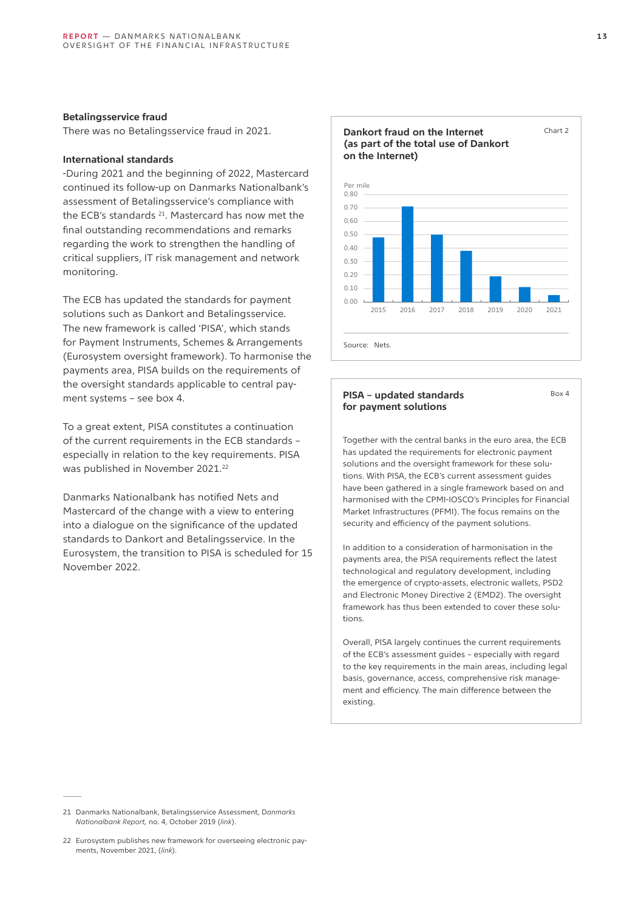### Betalingsservice fraud

There was no Betalingsservice fraud in 2021.

### International standards

-During 2021 and the beginning of 2022, Mastercard continued its follow-up on Danmarks Nationalbank's assessment of Betalingsservice's compliance with the ECB's standards [21]. Mastercard has now met the final outstanding recommendations and remarks regarding the work to strengthen the handling of critical suppliers, IT risk management and network monitoring.

The ECB has updated the standards for payment solutions such as Dankort and Betalingsservice. The new framework is called 'PISA', which stands for Payment Instruments, Schemes & Arrangements (Eurosystem oversight framework). To harmonise the payments area, PISA builds on the requirements of the oversight standards applicable to central payment systems – see box 4.

To a great extent, PISA constitutes a continuation of the current requirements in the ECB standards – especially in relation to the key requirements. PISA was published in November 2021.[22]

Danmarks Nationalbank has notified Nets and Mastercard of the change with a view to entering into a dialogue on the significance of the updated standards to Dankort and Betalingsservice. In the Eurosystem, the transition to PISA is scheduled for 15 November 2022.

**Dankort fraud on the Internet (as part of the total use of Dankort on the Internet)** — Chart 2

Per mile

| Year | 2015 | 2016 | 2017 | 2018 | 2019 | 2020 | 2021 |
|---|---|---|---|---|---|---|---|
| Per mile (approx.) | 0.48 | 0.71 | 0.50 | 0.38 | 0.19 | 0.11 | 0.05 |

Source: Nets.

**PISA – updated standards for payment solutions** — Box 4

Together with the central banks in the euro area, the ECB has updated the requirements for electronic payment solutions and the oversight framework for these solutions. With PISA, the ECB's current assessment guides have been gathered in a single framework based on and harmonised with the CPMI-IOSCO's Principles for Financial Market Infrastructures (PFMI). The focus remains on the security and efficiency of the payment solutions.

In addition to a consideration of harmonisation in the payments area, the PISA requirements reflect the latest technological and regulatory development, including the emergence of crypto-assets, electronic wallets, PSD2 and Electronic Money Directive 2 (EMD2). The oversight framework has thus been extended to cover these solutions.

Overall, PISA largely continues the current requirements of the ECB's assessment guides – especially with regard to the key requirements in the main areas, including legal basis, governance, access, comprehensive risk management and efficiency. The main difference between the existing.

---

21 Danmarks Nationalbank, Betalingsservice Assessment, *Danmarks Nationalbank Report,* no. 4, October 2019 (*link*).

22 Eurosystem publishes new framework for overseeing electronic payments, November 2021, (*link*).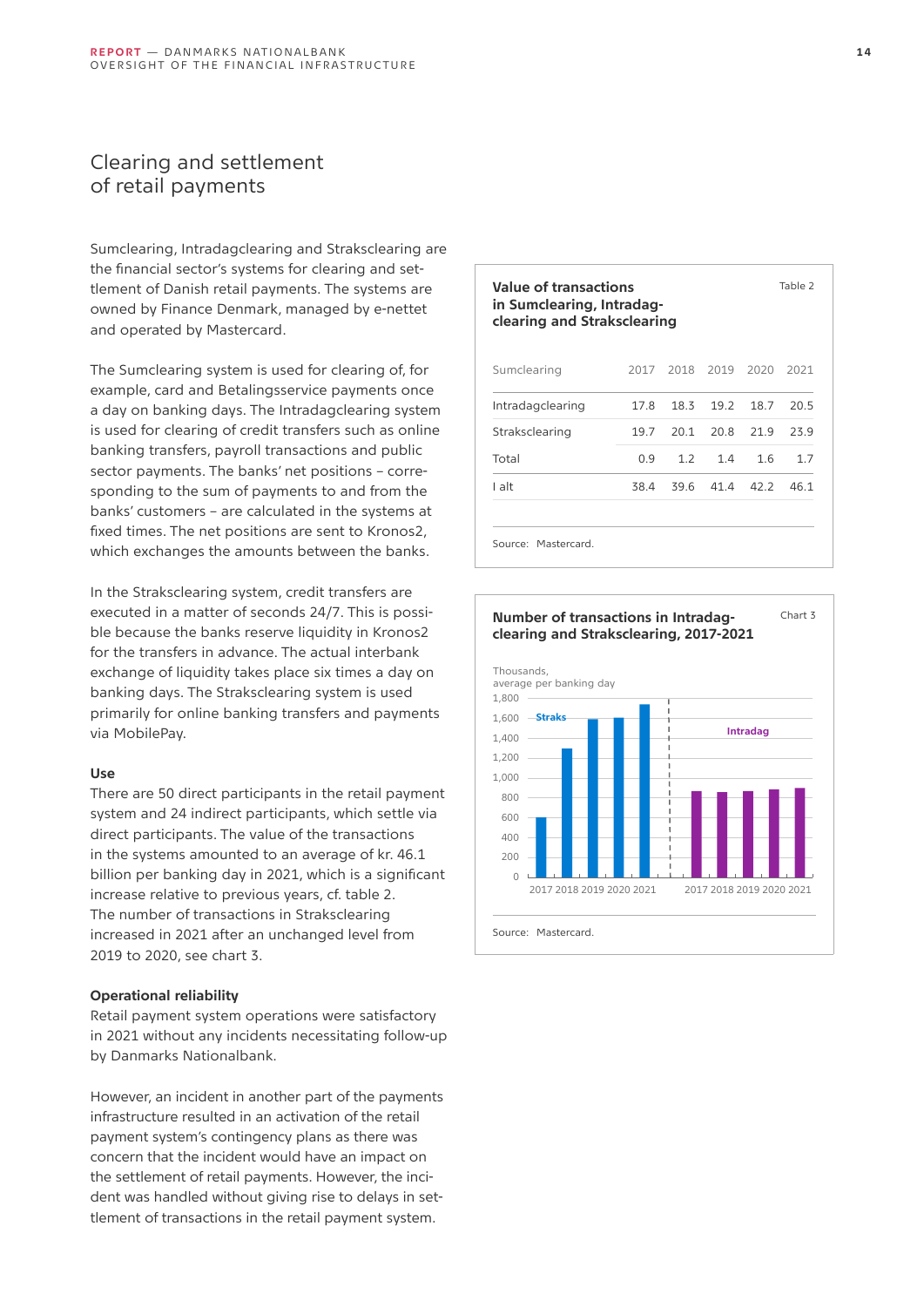## Clearing and settlement of retail payments

Sumclearing, Intradagclearing and Straksclearing are the financial sector's systems for clearing and settlement of Danish retail payments. The systems are owned by Finance Denmark, managed by e-nettet and operated by Mastercard.

The Sumclearing system is used for clearing of, for example, card and Betalingsservice payments once a day on banking days. The Intradagclearing system is used for clearing of credit transfers such as online banking transfers, payroll transactions and public sector payments. The banks' net positions – corresponding to the sum of payments to and from the banks' customers – are calculated in the systems at fixed times. The net positions are sent to Kronos2, which exchanges the amounts between the banks.

In the Straksclearing system, credit transfers are executed in a matter of seconds 24/7. This is possible because the banks reserve liquidity in Kronos2 for the transfers in advance. The actual interbank exchange of liquidity takes place six times a day on banking days. The Straksclearing system is used primarily for online banking transfers and payments via MobilePay.

**Use**

There are 50 direct participants in the retail payment system and 24 indirect participants, which settle via direct participants. The value of the transactions in the systems amounted to an average of kr. 46.1 billion per banking day in 2021, which is a significant increase relative to previous years, cf. table 2. The number of transactions in Straksclearing increased in 2021 after an unchanged level from 2019 to 2020, see chart 3.

**Operational reliability**

Retail payment system operations were satisfactory in 2021 without any incidents necessitating follow-up by Danmarks Nationalbank.

However, an incident in another part of the payments infrastructure resulted in an activation of the retail payment system's contingency plans as there was concern that the incident would have an impact on the settlement of retail payments. However, the incident was handled without giving rise to delays in settlement of transactions in the retail payment system.

**Value of transactions in Sumclearing, Intradagclearing and Straksclearing** — Table 2

| Sumclearing | 2017 | 2018 | 2019 | 2020 | 2021 |
|---|---|---|---|---|---|
| Intradagclearing | 17.8 | 18.3 | 19.2 | 18.7 | 20.5 |
| Straksclearing | 19.7 | 20.1 | 20.8 | 21.9 | 23.9 |
| Total | 0.9 | 1.2 | 1.4 | 1.6 | 1.7 |
| I alt | 38.4 | 39.6 | 41.4 | 42.2 | 46.1 |

Source: Mastercard.

**Number of transactions in Intradagclearing and Straksclearing, 2017-2021** — Chart 3

Thousands, average per banking day

Source: Mastercard.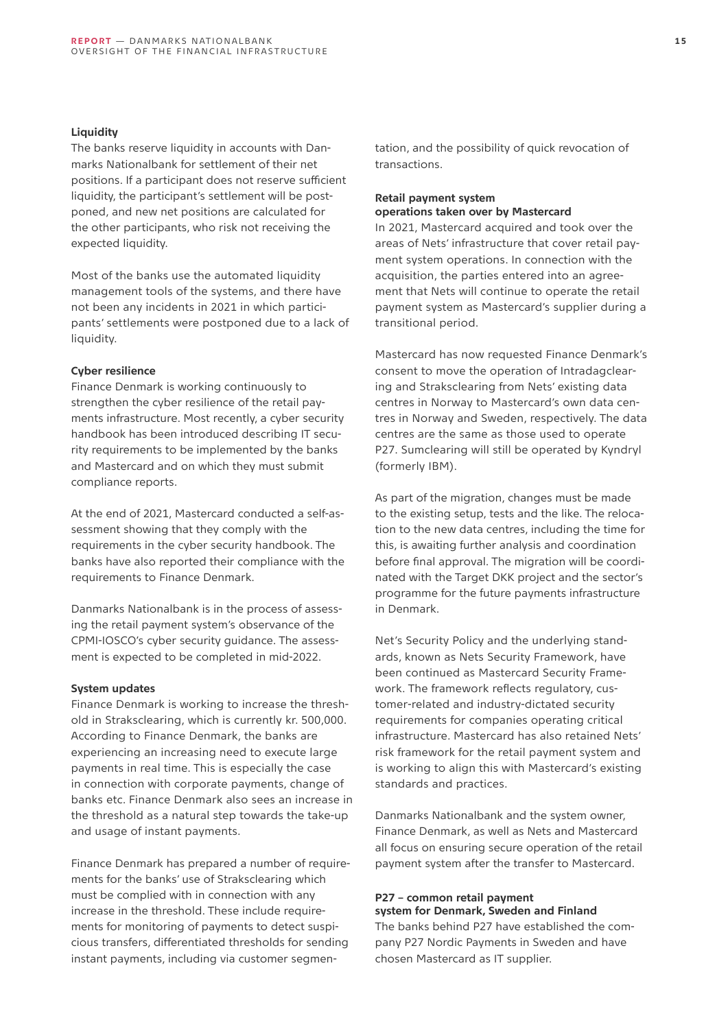### Liquidity

The banks reserve liquidity in accounts with Danmarks Nationalbank for settlement of their net positions. If a participant does not reserve sufficient liquidity, the participant's settlement will be postponed, and new net positions are calculated for the other participants, who risk not receiving the expected liquidity.

Most of the banks use the automated liquidity management tools of the systems, and there have not been any incidents in 2021 in which participants' settlements were postponed due to a lack of liquidity.

### Cyber resilience

Finance Denmark is working continuously to strengthen the cyber resilience of the retail payments infrastructure. Most recently, a cyber security handbook has been introduced describing IT security requirements to be implemented by the banks and Mastercard and on which they must submit compliance reports.

At the end of 2021, Mastercard conducted a self-assessment showing that they comply with the requirements in the cyber security handbook. The banks have also reported their compliance with the requirements to Finance Denmark.

Danmarks Nationalbank is in the process of assessing the retail payment system's observance of the CPMI-IOSCO's cyber security guidance. The assessment is expected to be completed in mid-2022.

### System updates

Finance Denmark is working to increase the threshold in Straksclearing, which is currently kr. 500,000. According to Finance Denmark, the banks are experiencing an increasing need to execute large payments in real time. This is especially the case in connection with corporate payments, change of banks etc. Finance Denmark also sees an increase in the threshold as a natural step towards the take-up and usage of instant payments.

Finance Denmark has prepared a number of requirements for the banks' use of Straksclearing which must be complied with in connection with any increase in the threshold. These include requirements for monitoring of payments to detect suspicious transfers, differentiated thresholds for sending instant payments, including via customer segmentation, and the possibility of quick revocation of transactions.

### Retail payment system operations taken over by Mastercard

In 2021, Mastercard acquired and took over the areas of Nets' infrastructure that cover retail payment system operations. In connection with the acquisition, the parties entered into an agreement that Nets will continue to operate the retail payment system as Mastercard's supplier during a transitional period.

Mastercard has now requested Finance Denmark's consent to move the operation of Intradagclearing and Straksclearing from Nets' existing data centres in Norway to Mastercard's own data centres in Norway and Sweden, respectively. The data centres are the same as those used to operate P27. Sumclearing will still be operated by Kyndryl (formerly IBM).

As part of the migration, changes must be made to the existing setup, tests and the like. The relocation to the new data centres, including the time for this, is awaiting further analysis and coordination before final approval. The migration will be coordinated with the Target DKK project and the sector's programme for the future payments infrastructure in Denmark.

Net's Security Policy and the underlying standards, known as Nets Security Framework, have been continued as Mastercard Security Framework. The framework reflects regulatory, customer-related and industry-dictated security requirements for companies operating critical infrastructure. Mastercard has also retained Nets' risk framework for the retail payment system and is working to align this with Mastercard's existing standards and practices.

Danmarks Nationalbank and the system owner, Finance Denmark, as well as Nets and Mastercard all focus on ensuring secure operation of the retail payment system after the transfer to Mastercard.

### P27 – common retail payment system for Denmark, Sweden and Finland

The banks behind P27 have established the company P27 Nordic Payments in Sweden and have chosen Mastercard as IT supplier.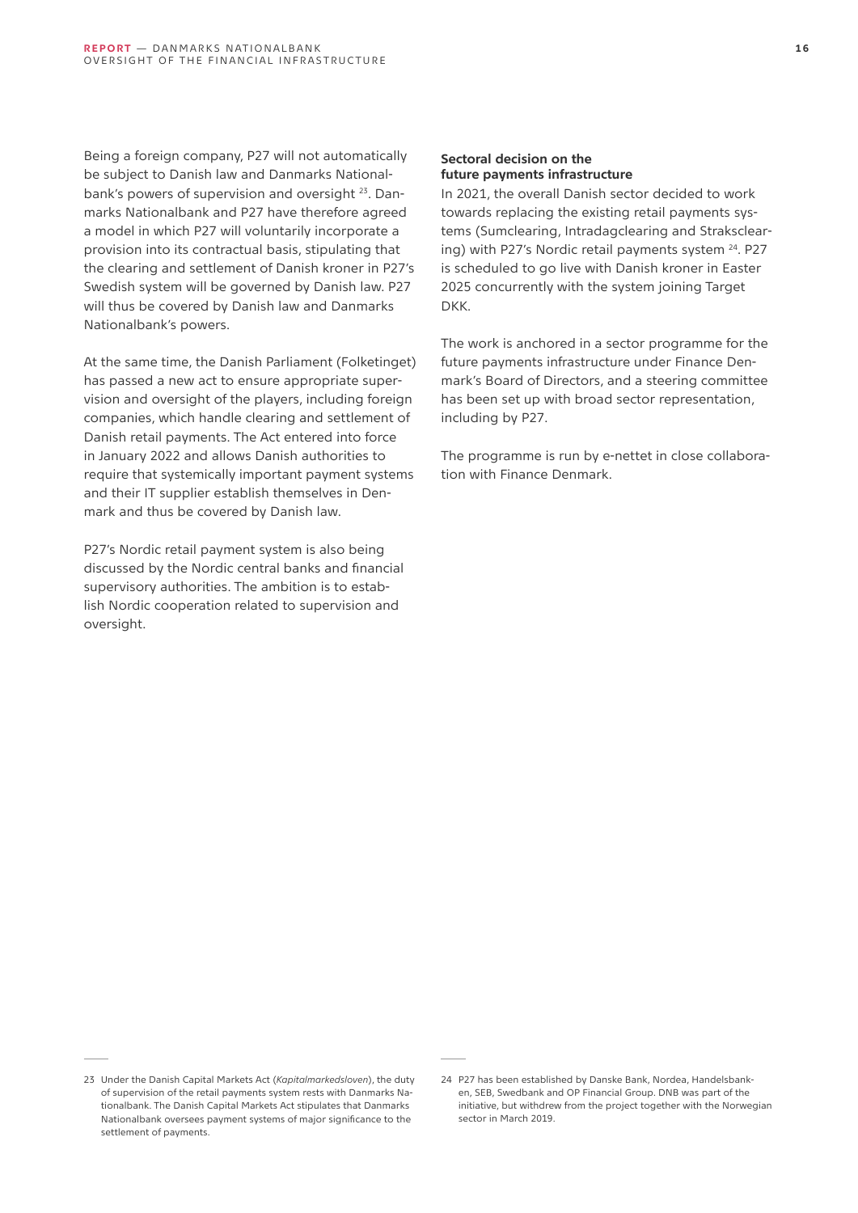Being a foreign company, P27 will not automatically be subject to Danish law and Danmarks Nationalbank's powers of supervision and oversight [23]. Danmarks Nationalbank and P27 have therefore agreed a model in which P27 will voluntarily incorporate a provision into its contractual basis, stipulating that the clearing and settlement of Danish kroner in P27's Swedish system will be governed by Danish law. P27 will thus be covered by Danish law and Danmarks Nationalbank's powers.

At the same time, the Danish Parliament (Folketinget) has passed a new act to ensure appropriate supervision and oversight of the players, including foreign companies, which handle clearing and settlement of Danish retail payments. The Act entered into force in January 2022 and allows Danish authorities to require that systemically important payment systems and their IT supplier establish themselves in Denmark and thus be covered by Danish law.

P27's Nordic retail payment system is also being discussed by the Nordic central banks and financial supervisory authorities. The ambition is to establish Nordic cooperation related to supervision and oversight.

**Sectoral decision on the future payments infrastructure**

In 2021, the overall Danish sector decided to work towards replacing the existing retail payments systems (Sumclearing, Intradagclearing and Straksclearing) with P27's Nordic retail payments system [24]. P27 is scheduled to go live with Danish kroner in Easter 2025 concurrently with the system joining Target DKK.

The work is anchored in a sector programme for the future payments infrastructure under Finance Denmark's Board of Directors, and a steering committee has been set up with broad sector representation, including by P27.

The programme is run by e-nettet in close collaboration with Finance Denmark.

---

23 Under the Danish Capital Markets Act (*Kapitalmarkedsloven*), the duty of supervision of the retail payments system rests with Danmarks Nationalbank. The Danish Capital Markets Act stipulates that Danmarks Nationalbank oversees payment systems of major significance to the settlement of payments.

24 P27 has been established by Danske Bank, Nordea, Handelsbanken, SEB, Swedbank and OP Financial Group. DNB was part of the initiative, but withdrew from the project together with the Norwegian sector in March 2019.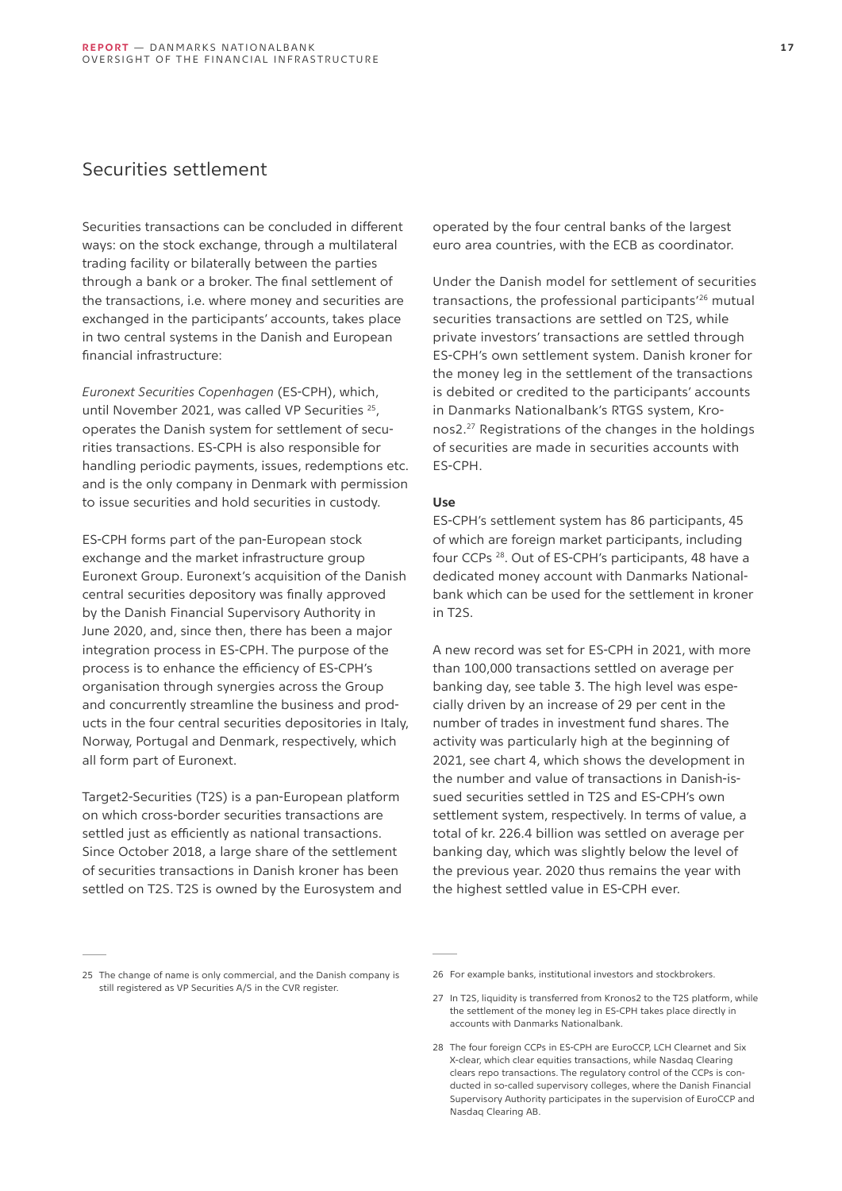## Securities settlement

Securities transactions can be concluded in different ways: on the stock exchange, through a multilateral trading facility or bilaterally between the parties through a bank or a broker. The final settlement of the transactions, i.e. where money and securities are exchanged in the participants' accounts, takes place in two central systems in the Danish and European financial infrastructure:

*Euronext Securities Copenhagen* (ES-CPH), which, until November 2021, was called VP Securities [25], operates the Danish system for settlement of securities transactions. ES-CPH is also responsible for handling periodic payments, issues, redemptions etc. and is the only company in Denmark with permission to issue securities and hold securities in custody.

ES-CPH forms part of the pan-European stock exchange and the market infrastructure group Euronext Group. Euronext's acquisition of the Danish central securities depository was finally approved by the Danish Financial Supervisory Authority in June 2020, and, since then, there has been a major integration process in ES-CPH. The purpose of the process is to enhance the efficiency of ES-CPH's organisation through synergies across the Group and concurrently streamline the business and products in the four central securities depositories in Italy, Norway, Portugal and Denmark, respectively, which all form part of Euronext.

Target2-Securities (T2S) is a pan-European platform on which cross-border securities transactions are settled just as efficiently as national transactions. Since October 2018, a large share of the settlement of securities transactions in Danish kroner has been settled on T2S. T2S is owned by the Eurosystem and operated by the four central banks of the largest euro area countries, with the ECB as coordinator.

Under the Danish model for settlement of securities transactions, the professional participants'[26] mutual securities transactions are settled on T2S, while private investors' transactions are settled through ES-CPH's own settlement system. Danish kroner for the money leg in the settlement of the transactions is debited or credited to the participants' accounts in Danmarks Nationalbank's RTGS system, Kronos2.[27] Registrations of the changes in the holdings of securities are made in securities accounts with ES-CPH.

**Use**

ES-CPH's settlement system has 86 participants, 45 of which are foreign market participants, including four CCPs [28]. Out of ES-CPH's participants, 48 have a dedicated money account with Danmarks Nationalbank which can be used for the settlement in kroner in T2S.

A new record was set for ES-CPH in 2021, with more than 100,000 transactions settled on average per banking day, see table 3. The high level was especially driven by an increase of 29 per cent in the number of trades in investment fund shares. The activity was particularly high at the beginning of 2021, see chart 4, which shows the development in the number and value of transactions in Danish-issued securities settled in T2S and ES-CPH's own settlement system, respectively. In terms of value, a total of kr. 226.4 billion was settled on average per banking day, which was slightly below the level of the previous year. 2020 thus remains the year with the highest settled value in ES-CPH ever.

---

25 The change of name is only commercial, and the Danish company is still registered as VP Securities A/S in the CVR register.

26 For example banks, institutional investors and stockbrokers.

27 In T2S, liquidity is transferred from Kronos2 to the T2S platform, while the settlement of the money leg in ES-CPH takes place directly in accounts with Danmarks Nationalbank.

28 The four foreign CCPs in ES-CPH are EuroCCP, LCH Clearnet and Six X-clear, which clear equities transactions, while Nasdaq Clearing clears repo transactions. The regulatory control of the CCPs is conducted in so-called supervisory colleges, where the Danish Financial Supervisory Authority participates in the supervision of EuroCCP and Nasdaq Clearing AB.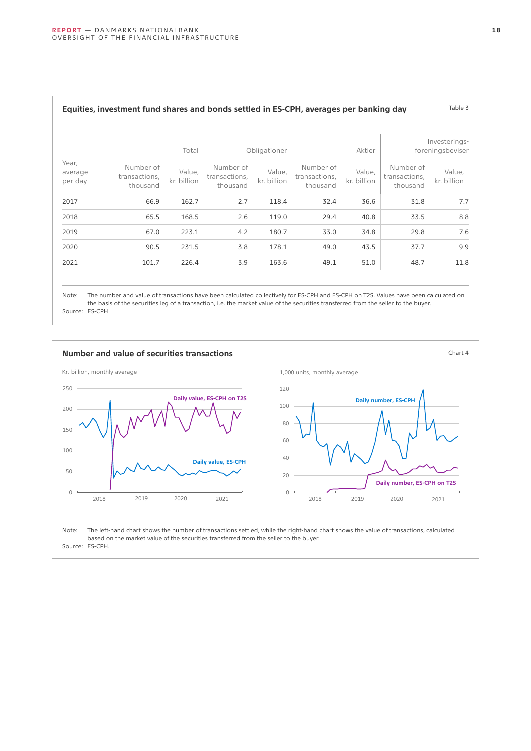**Equities, investment fund shares and bonds settled in ES-CPH, averages per banking day**

Table 3

| Year, average per day | Total | | Obligationer | | Aktier | | Investerings-foreningsbeviser | |
|---|---|---|---|---|---|---|---|---|
| | Number of transactions, thousand | Value, kr. billion | Number of transactions, thousand | Value, kr. billion | Number of transactions, thousand | Value, kr. billion | Number of transactions, thousand | Value, kr. billion |
| 2017 | 66.9 | 162.7 | 2.7 | 118.4 | 32.4 | 36.6 | 31.8 | 7.7 |
| 2018 | 65.5 | 168.5 | 2.6 | 119.0 | 29.4 | 40.8 | 33.5 | 8.8 |
| 2019 | 67.0 | 223.1 | 4.2 | 180.7 | 33.0 | 34.8 | 29.8 | 7.6 |
| 2020 | 90.5 | 231.5 | 3.8 | 178.1 | 49.0 | 43.5 | 37.7 | 9.9 |
| 2021 | 101.7 | 226.4 | 3.9 | 163.6 | 49.1 | 51.0 | 48.7 | 11.8 |

Note: The number and value of transactions have been calculated collectively for ES-CPH and ES-CPH on T2S. Values have been calculated on the basis of the securities leg of a transaction, i.e. the market value of the securities transferred from the seller to the buyer.
Source: ES-CPH

**Number and value of securities transactions**

Chart 4

Kr. billion, monthly average

Daily value, ES-CPH on T2S
Daily value, ES-CPH

1,000 units, monthly average

Daily number, ES-CPH
Daily number, ES-CPH on T2S

Note: The left-hand chart shows the number of transactions settled, while the right-hand chart shows the value of transactions, calculated based on the market value of the securities transferred from the seller to the buyer.
Source: ES-CPH.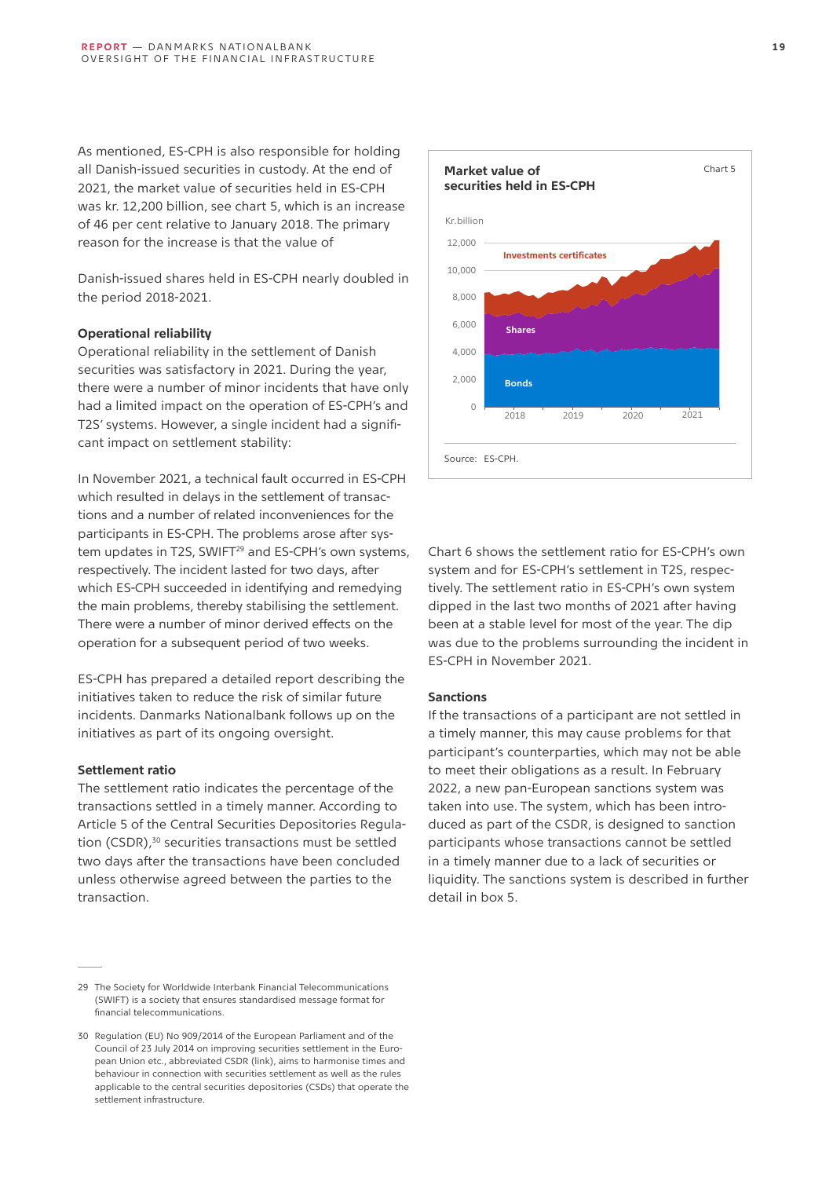As mentioned, ES-CPH is also responsible for holding all Danish-issued securities in custody. At the end of 2021, the market value of securities held in ES-CPH was kr. 12,200 billion, see chart 5, which is an increase of 46 per cent relative to January 2018. The primary reason for the increase is that the value of

Danish-issued shares held in ES-CPH nearly doubled in the period 2018-2021.

### Operational reliability

Operational reliability in the settlement of Danish securities was satisfactory in 2021. During the year, there were a number of minor incidents that have only had a limited impact on the operation of ES-CPH's and T2S' systems. However, a single incident had a significant impact on settlement stability:

In November 2021, a technical fault occurred in ES-CPH which resulted in delays in the settlement of transactions and a number of related inconveniences for the participants in ES-CPH. The problems arose after system updates in T2S, SWIFT[29] and ES-CPH's own systems, respectively. The incident lasted for two days, after which ES-CPH succeeded in identifying and remedying the main problems, thereby stabilising the settlement. There were a number of minor derived effects on the operation for a subsequent period of two weeks.

ES-CPH has prepared a detailed report describing the initiatives taken to reduce the risk of similar future incidents. Danmarks Nationalbank follows up on the initiatives as part of its ongoing oversight.

### Settlement ratio

The settlement ratio indicates the percentage of the transactions settled in a timely manner. According to Article 5 of the Central Securities Depositories Regulation (CSDR),[30] securities transactions must be settled two days after the transactions have been concluded unless otherwise agreed between the parties to the transaction.

**Market value of securities held in ES-CPH** — Chart 5

Kr.billion

Investments certificates; Shares; Bonds

Source: ES-CPH.

Chart 6 shows the settlement ratio for ES-CPH's own system and for ES-CPH's settlement in T2S, respectively. The settlement ratio in ES-CPH's own system dipped in the last two months of 2021 after having been at a stable level for most of the year. The dip was due to the problems surrounding the incident in ES-CPH in November 2021.

### Sanctions

If the transactions of a participant are not settled in a timely manner, this may cause problems for that participant's counterparties, which may not be able to meet their obligations as a result. In February 2022, a new pan-European sanctions system was taken into use. The system, which has been introduced as part of the CSDR, is designed to sanction participants whose transactions cannot be settled in a timely manner due to a lack of securities or liquidity. The sanctions system is described in further detail in box 5.

---

29 The Society for Worldwide Interbank Financial Telecommunications (SWIFT) is a society that ensures standardised message format for financial telecommunications.

30 Regulation (EU) No 909/2014 of the European Parliament and of the Council of 23 July 2014 on improving securities settlement in the European Union etc., abbreviated CSDR (link), aims to harmonise times and behaviour in connection with securities settlement as well as the rules applicable to the central securities depositories (CSDs) that operate the settlement infrastructure.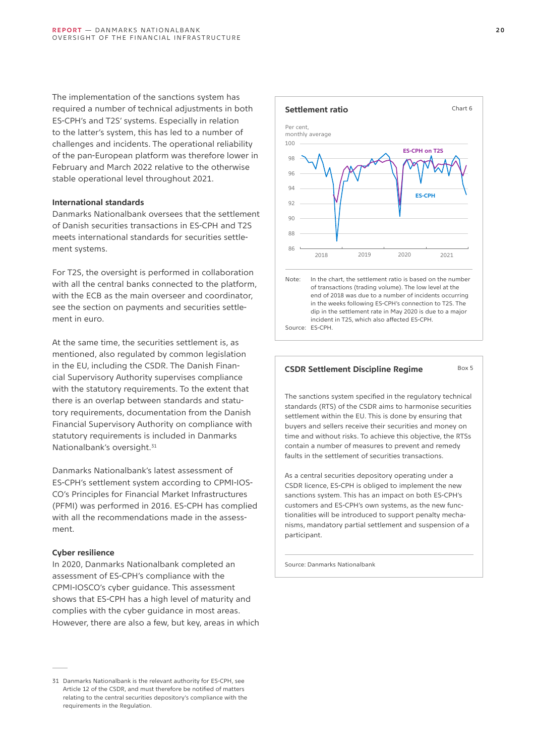The implementation of the sanctions system has required a number of technical adjustments in both ES-CPH's and T2S' systems. Especially in relation to the latter's system, this has led to a number of challenges and incidents. The operational reliability of the pan-European platform was therefore lower in February and March 2022 relative to the otherwise stable operational level throughout 2021.

### International standards

Danmarks Nationalbank oversees that the settlement of Danish securities transactions in ES-CPH and T2S meets international standards for securities settlement systems.

For T2S, the oversight is performed in collaboration with all the central banks connected to the platform, with the ECB as the main overseer and coordinator, see the section on payments and securities settlement in euro.

At the same time, the securities settlement is, as mentioned, also regulated by common legislation in the EU, including the CSDR. The Danish Financial Supervisory Authority supervises compliance with the statutory requirements. To the extent that there is an overlap between standards and statutory requirements, documentation from the Danish Financial Supervisory Authority on compliance with statutory requirements is included in Danmarks Nationalbank's oversight.[31]

Danmarks Nationalbank's latest assessment of ES-CPH's settlement system according to CPMI-IOSCO's Principles for Financial Market Infrastructures (PFMI) was performed in 2016. ES-CPH has complied with all the recommendations made in the assessment.

### Cyber resilience

In 2020, Danmarks Nationalbank completed an assessment of ES-CPH's compliance with the CPMI-IOSCO's cyber guidance. This assessment shows that ES-CPH has a high level of maturity and complies with the cyber guidance in most areas. However, there are also a few, but key, areas in which

**Settlement ratio** — Chart 6

Per cent, monthly average

Note: In the chart, the settlement ratio is based on the number of transactions (trading volume). The low level at the end of 2018 was due to a number of incidents occurring in the weeks following ES-CPH's connection to T2S. The dip in the settlement rate in May 2020 is due to a major incident in T2S, which also affected ES-CPH.
Source: ES-CPH.

**CSDR Settlement Discipline Regime** — Box 5

The sanctions system specified in the regulatory technical standards (RTS) of the CSDR aims to harmonise securities settlement within the EU. This is done by ensuring that buyers and sellers receive their securities and money on time and without risks. To achieve this objective, the RTSs contain a number of measures to prevent and remedy faults in the settlement of securities transactions.

As a central securities depository operating under a CSDR licence, ES-CPH is obliged to implement the new sanctions system. This has an impact on both ES-CPH's customers and ES-CPH's own systems, as the new functionalities will be introduced to support penalty mechanisms, mandatory partial settlement and suspension of a participant.

Source: Danmarks Nationalbank

---

31 Danmarks Nationalbank is the relevant authority for ES-CPH, see Article 12 of the CSDR, and must therefore be notified of matters relating to the central securities depository's compliance with the requirements in the Regulation.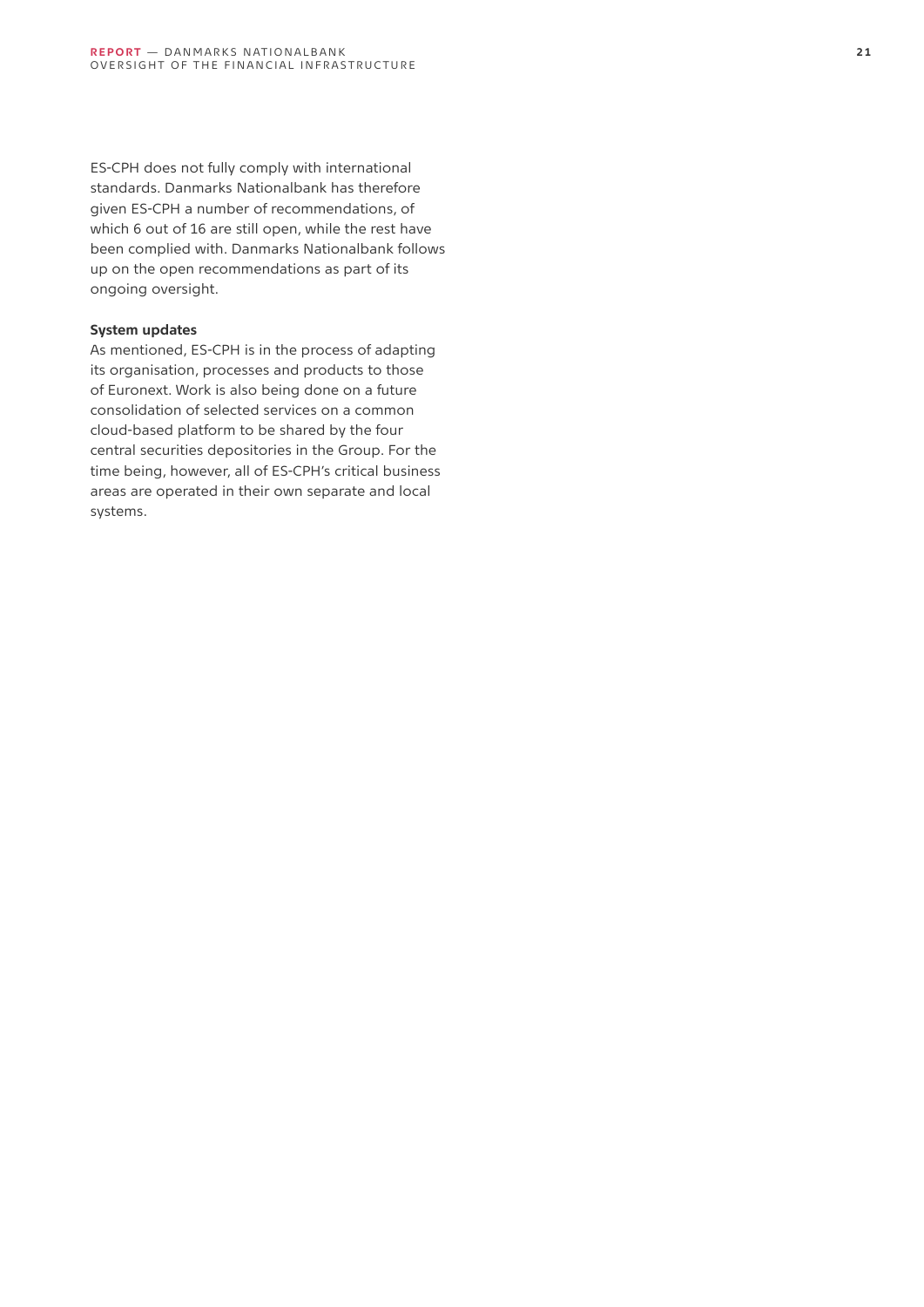ES-CPH does not fully comply with international standards. Danmarks Nationalbank has therefore given ES-CPH a number of recommendations, of which 6 out of 16 are still open, while the rest have been complied with. Danmarks Nationalbank follows up on the open recommendations as part of its ongoing oversight.

**System updates**

As mentioned, ES-CPH is in the process of adapting its organisation, processes and products to those of Euronext. Work is also being done on a future consolidation of selected services on a common cloud-based platform to be shared by the four central securities depositories in the Group. For the time being, however, all of ES-CPH's critical business areas are operated in their own separate and local systems.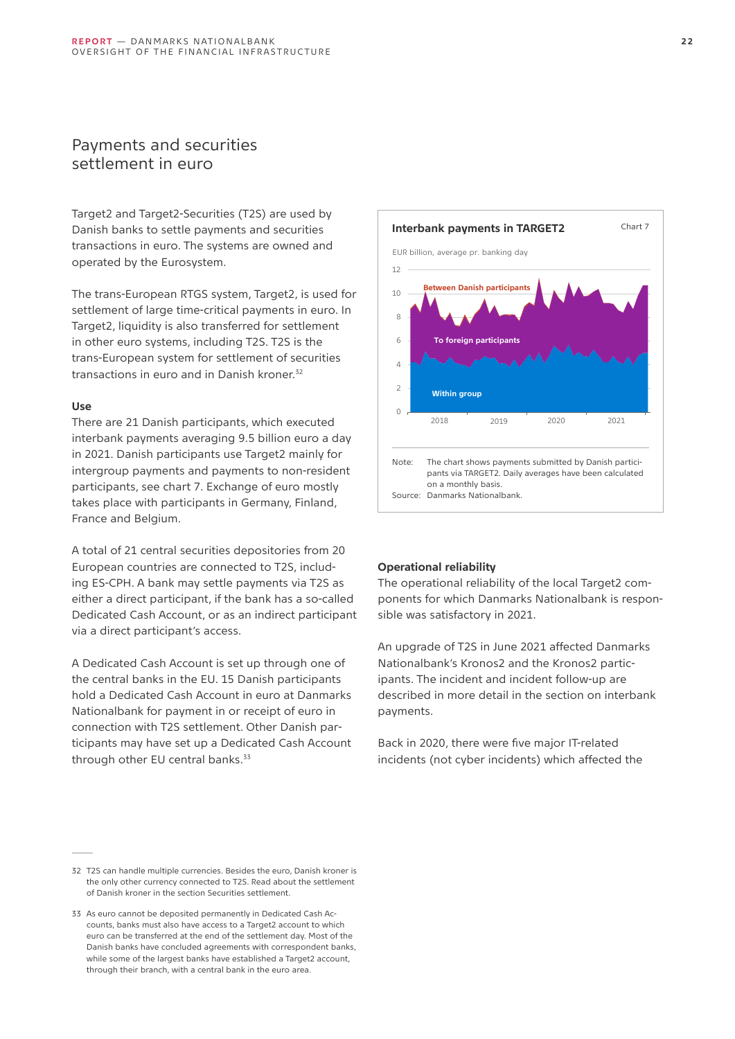## Payments and securities settlement in euro

Target2 and Target2-Securities (T2S) are used by Danish banks to settle payments and securities transactions in euro. The systems are owned and operated by the Eurosystem.

The trans-European RTGS system, Target2, is used for settlement of large time-critical payments in euro. In Target2, liquidity is also transferred for settlement in other euro systems, including T2S. T2S is the trans-European system for settlement of securities transactions in euro and in Danish kroner.[32]

**Use**

There are 21 Danish participants, which executed interbank payments averaging 9.5 billion euro a day in 2021. Danish participants use Target2 mainly for intergroup payments and payments to non-resident participants, see chart 7. Exchange of euro mostly takes place with participants in Germany, Finland, France and Belgium.

A total of 21 central securities depositories from 20 European countries are connected to T2S, including ES-CPH. A bank may settle payments via T2S as either a direct participant, if the bank has a so-called Dedicated Cash Account, or as an indirect participant via a direct participant's access.

A Dedicated Cash Account is set up through one of the central banks in the EU. 15 Danish participants hold a Dedicated Cash Account in euro at Danmarks Nationalbank for payment in or receipt of euro in connection with T2S settlement. Other Danish participants may have set up a Dedicated Cash Account through other EU central banks.[33]

**Interbank payments in TARGET2** — Chart 7

EUR billion, average pr. banking day

Series: Between Danish participants; To foreign participants; Within group (2018–2021)

Note: The chart shows payments submitted by Danish participants via TARGET2. Daily averages have been calculated on a monthly basis.
Source: Danmarks Nationalbank.

**Operational reliability**

The operational reliability of the local Target2 components for which Danmarks Nationalbank is responsible was satisfactory in 2021.

An upgrade of T2S in June 2021 affected Danmarks Nationalbank's Kronos2 and the Kronos2 participants. The incident and incident follow-up are described in more detail in the section on interbank payments.

Back in 2020, there were five major IT-related incidents (not cyber incidents) which affected the

---

32 T2S can handle multiple currencies. Besides the euro, Danish kroner is the only other currency connected to T2S. Read about the settlement of Danish kroner in the section Securities settlement.

33 As euro cannot be deposited permanently in Dedicated Cash Accounts, banks must also have access to a Target2 account to which euro can be transferred at the end of the settlement day. Most of the Danish banks have concluded agreements with correspondent banks, while some of the largest banks have established a Target2 account, through their branch, with a central bank in the euro area.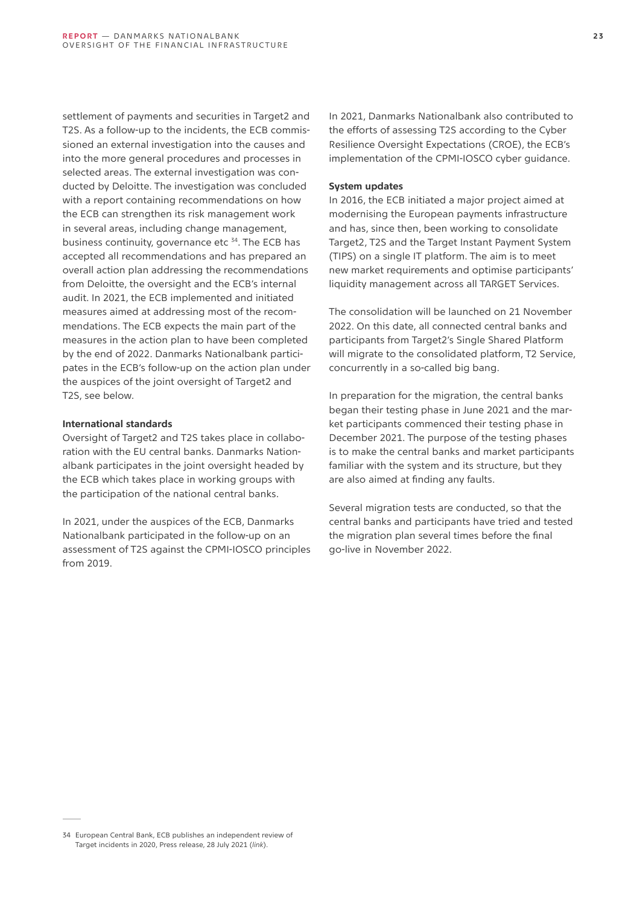settlement of payments and securities in Target2 and T2S. As a follow-up to the incidents, the ECB commissioned an external investigation into the causes and into the more general procedures and processes in selected areas. The external investigation was conducted by Deloitte. The investigation was concluded with a report containing recommendations on how the ECB can strengthen its risk management work in several areas, including change management, business continuity, governance etc [34]. The ECB has accepted all recommendations and has prepared an overall action plan addressing the recommendations from Deloitte, the oversight and the ECB's internal audit. In 2021, the ECB implemented and initiated measures aimed at addressing most of the recommendations. The ECB expects the main part of the measures in the action plan to have been completed by the end of 2022. Danmarks Nationalbank participates in the ECB's follow-up on the action plan under the auspices of the joint oversight of Target2 and T2S, see below.

**International standards**

Oversight of Target2 and T2S takes place in collaboration with the EU central banks. Danmarks Nationalbank participates in the joint oversight headed by the ECB which takes place in working groups with the participation of the national central banks.

In 2021, under the auspices of the ECB, Danmarks Nationalbank participated in the follow-up on an assessment of T2S against the CPMI-IOSCO principles from 2019.

In 2021, Danmarks Nationalbank also contributed to the efforts of assessing T2S according to the Cyber Resilience Oversight Expectations (CROE), the ECB's implementation of the CPMI-IOSCO cyber guidance.

**System updates**

In 2016, the ECB initiated a major project aimed at modernising the European payments infrastructure and has, since then, been working to consolidate Target2, T2S and the Target Instant Payment System (TIPS) on a single IT platform. The aim is to meet new market requirements and optimise participants' liquidity management across all TARGET Services.

The consolidation will be launched on 21 November 2022. On this date, all connected central banks and participants from Target2's Single Shared Platform will migrate to the consolidated platform, T2 Service, concurrently in a so-called big bang.

In preparation for the migration, the central banks began their testing phase in June 2021 and the market participants commenced their testing phase in December 2021. The purpose of the testing phases is to make the central banks and market participants familiar with the system and its structure, but they are also aimed at finding any faults.

Several migration tests are conducted, so that the central banks and participants have tried and tested the migration plan several times before the final go-live in November 2022.

---

34 European Central Bank, ECB publishes an independent review of Target incidents in 2020, Press release, 28 July 2021 (*link*).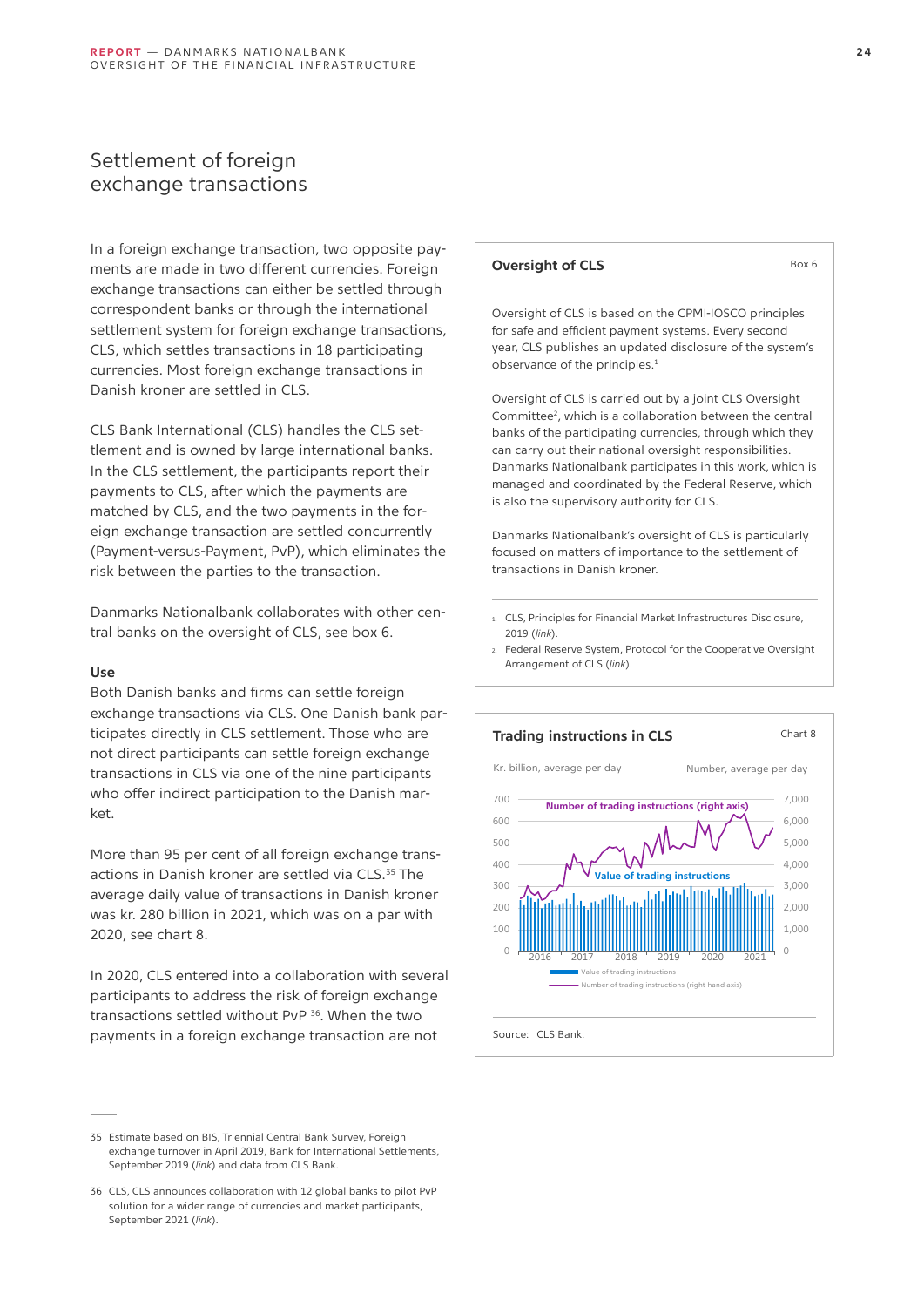## Settlement of foreign exchange transactions

In a foreign exchange transaction, two opposite payments are made in two different currencies. Foreign exchange transactions can either be settled through correspondent banks or through the international settlement system for foreign exchange transactions, CLS, which settles transactions in 18 participating currencies. Most foreign exchange transactions in Danish kroner are settled in CLS.

CLS Bank International (CLS) handles the CLS settlement and is owned by large international banks. In the CLS settlement, the participants report their payments to CLS, after which the payments are matched by CLS, and the two payments in the foreign exchange transaction are settled concurrently (Payment-versus-Payment, PvP), which eliminates the risk between the parties to the transaction.

Danmarks Nationalbank collaborates with other central banks on the oversight of CLS, see box 6.

### Use

Both Danish banks and firms can settle foreign exchange transactions via CLS. One Danish bank participates directly in CLS settlement. Those who are not direct participants can settle foreign exchange transactions in CLS via one of the nine participants who offer indirect participation to the Danish market.

More than 95 per cent of all foreign exchange transactions in Danish kroner are settled via CLS.[35] The average daily value of transactions in Danish kroner was kr. 280 billion in 2021, which was on a par with 2020, see chart 8.

In 2020, CLS entered into a collaboration with several participants to address the risk of foreign exchange transactions settled without PvP [36]. When the two payments in a foreign exchange transaction are not

---

**Oversight of CLS** — Box 6

Oversight of CLS is based on the CPMI-IOSCO principles for safe and efficient payment systems. Every second year, CLS publishes an updated disclosure of the system's observance of the principles.[1]

Oversight of CLS is carried out by a joint CLS Oversight Committee[2], which is a collaboration between the central banks of the participating currencies, through which they can carry out their national oversight responsibilities. Danmarks Nationalbank participates in this work, which is managed and coordinated by the Federal Reserve, which is also the supervisory authority for CLS.

Danmarks Nationalbank's oversight of CLS is particularly focused on matters of importance to the settlement of transactions in Danish kroner.

1. CLS, Principles for Financial Market Infrastructures Disclosure, 2019 (*link*).
2. Federal Reserve System, Protocol for the Cooperative Oversight Arrangement of CLS (*link*).

---

**Trading instructions in CLS** — Chart 8

Kr. billion, average per day | Number, average per day

Legend: Value of trading instructions; Number of trading instructions (right-hand axis)

Source: CLS Bank.

---

35 Estimate based on BIS, Triennial Central Bank Survey, Foreign exchange turnover in April 2019, Bank for International Settlements, September 2019 (*link*) and data from CLS Bank.

36 CLS, CLS announces collaboration with 12 global banks to pilot PvP solution for a wider range of currencies and market participants, September 2021 (*link*).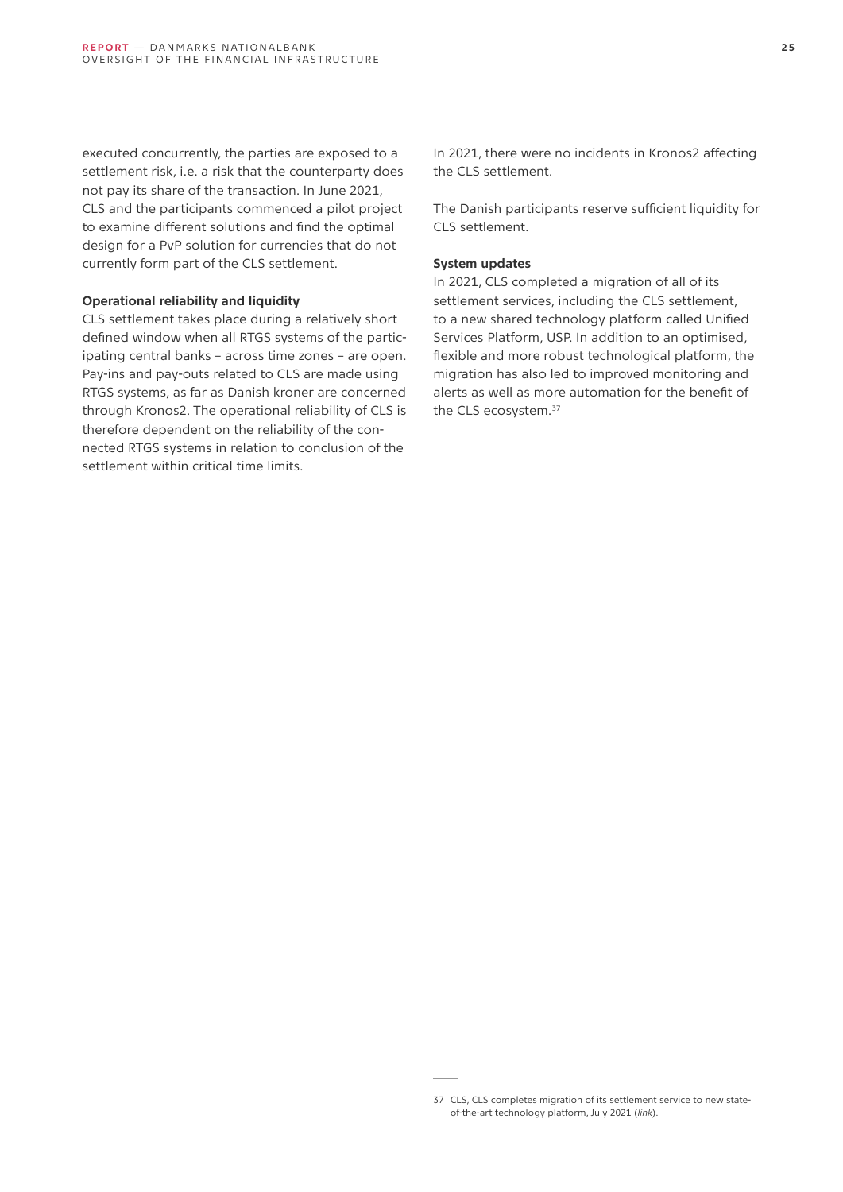executed concurrently, the parties are exposed to a settlement risk, i.e. a risk that the counterparty does not pay its share of the transaction. In June 2021, CLS and the participants commenced a pilot project to examine different solutions and find the optimal design for a PvP solution for currencies that do not currently form part of the CLS settlement.

### Operational reliability and liquidity

CLS settlement takes place during a relatively short defined window when all RTGS systems of the participating central banks – across time zones – are open. Pay-ins and pay-outs related to CLS are made using RTGS systems, as far as Danish kroner are concerned through Kronos2. The operational reliability of CLS is therefore dependent on the reliability of the connected RTGS systems in relation to conclusion of the settlement within critical time limits.

In 2021, there were no incidents in Kronos2 affecting the CLS settlement.

The Danish participants reserve sufficient liquidity for CLS settlement.

### System updates

In 2021, CLS completed a migration of all of its settlement services, including the CLS settlement, to a new shared technology platform called Unified Services Platform, USP. In addition to an optimised, flexible and more robust technological platform, the migration has also led to improved monitoring and alerts as well as more automation for the benefit of the CLS ecosystem.[37]

---

37 CLS, CLS completes migration of its settlement service to new state-of-the-art technology platform, July 2021 (*link*).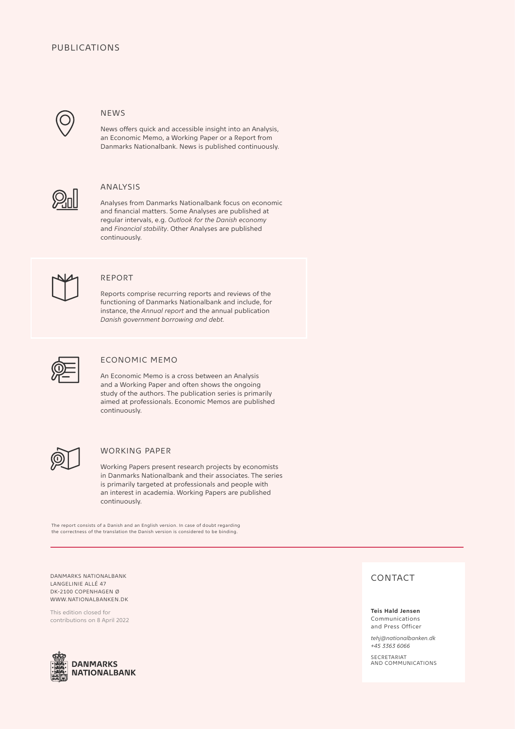# PUBLICATIONS

## NEWS

News offers quick and accessible insight into an Analysis, an Economic Memo, a Working Paper or a Report from Danmarks Nationalbank. News is published continuously.

## ANALYSIS

Analyses from Danmarks Nationalbank focus on economic and financial matters. Some Analyses are published at regular intervals, e.g. *Outlook for the Danish economy* and *Financial stability*. Other Analyses are published continuously.

## REPORT

Reports comprise recurring reports and reviews of the functioning of Danmarks Nationalbank and include, for instance, the *Annual report* and the annual publication *Danish government borrowing and debt.*

## ECONOMIC MEMO

An Economic Memo is a cross between an Analysis and a Working Paper and often shows the ongoing study of the authors. The publication series is primarily aimed at professionals. Economic Memos are published continuously.

## WORKING PAPER

Working Papers present research projects by economists in Danmarks Nationalbank and their associates. The series is primarily targeted at professionals and people with an interest in academia. Working Papers are published continuously.

The report consists of a Danish and an English version. In case of doubt regarding the correctness of the translation the Danish version is considered to be binding.

---

DANMARKS NATIONALBANK
LANGELINIE ALLÉ 47
DK-2100 COPENHAGEN Ø
WWW.NATIONALBANKEN.DK

This edition closed for contributions on 8 April 2022

DANMARKS NATIONALBANK

## CONTACT

**Teis Hald Jensen**
Communications and Press Officer

*tehj@nationalbanken.dk*
*+45 3363 6066*

SECRETARIAT AND COMMUNICATIONS